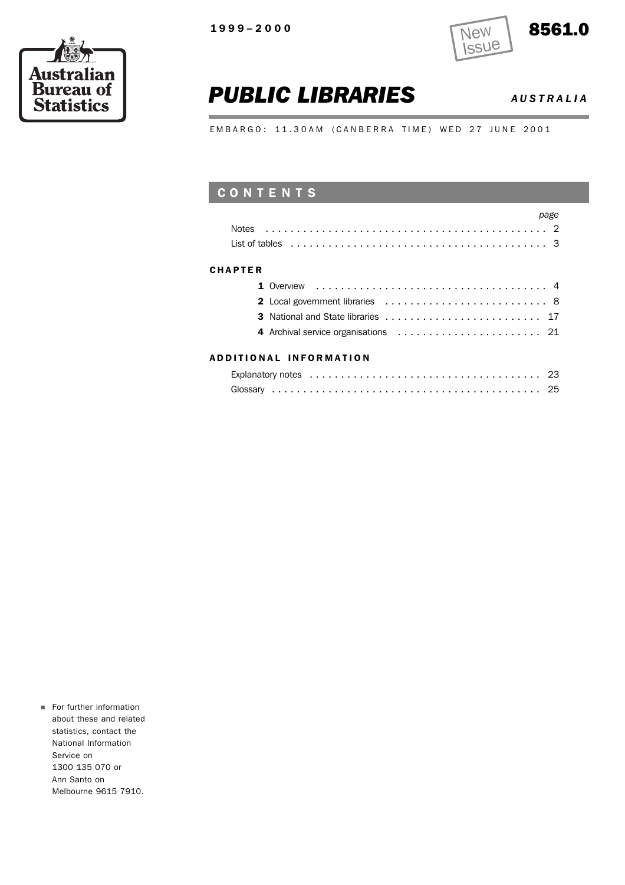Australian Bureau of Statistics

1999–2000

New Issue

8561.0

# PUBLIC LIBRARIES

*AUSTRALIA*

EMBARGO: 11.30AM (CANBERRA TIME) WED 27 JUNE 2001

## CONTENTS

| | page |
|---|---|
| Notes | 2 |
| List of tables | 3 |
| **CHAPTER** | |
| **1** Overview | 4 |
| **2** Local government libraries | 8 |
| **3** National and State libraries | 17 |
| **4** Archival service organisations | 21 |
| **ADDITIONAL INFORMATION** | |
| Explanatory notes | 23 |
| Glossary | 25 |

- For further information about these and related statistics, contact the National Information Service on 1300 135 070 or Ann Santo on Melbourne 9615 7910.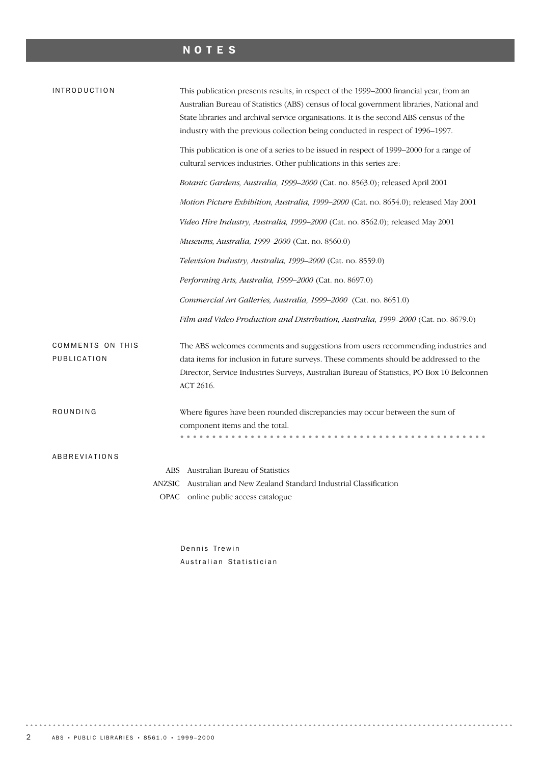# NOTES

## INTRODUCTION

This publication presents results, in respect of the 1999–2000 financial year, from an Australian Bureau of Statistics (ABS) census of local government libraries, National and State libraries and archival service organisations. It is the second ABS census of the industry with the previous collection being conducted in respect of 1996–1997.

This publication is one of a series to be issued in respect of 1999–2000 for a range of cultural services industries. Other publications in this series are:

*Botanic Gardens, Australia, 1999–2000* (Cat. no. 8563.0); released April 2001

*Motion Picture Exhibition, Australia, 1999–2000* (Cat. no. 8654.0); released May 2001

*Video Hire Industry, Australia, 1999–2000* (Cat. no. 8562.0); released May 2001

*Museums, Australia, 1999–2000* (Cat. no. 8560.0)

*Television Industry, Australia, 1999–2000* (Cat. no. 8559.0)

*Performing Arts, Australia, 1999–2000* (Cat. no. 8697.0)

*Commercial Art Galleries, Australia, 1999–2000* (Cat. no. 8651.0)

*Film and Video Production and Distribution, Australia, 1999–2000* (Cat. no. 8679.0)

## COMMENTS ON THIS PUBLICATION

The ABS welcomes comments and suggestions from users recommending industries and data items for inclusion in future surveys. These comments should be addressed to the Director, Service Industries Surveys, Australian Bureau of Statistics, PO Box 10 Belconnen ACT 2616.

## ROUNDING

Where figures have been rounded discrepancies may occur between the sum of component items and the total.

## ABBREVIATIONS

| | |
|---|---|
| ABS | Australian Bureau of Statistics |
| ANZSIC | Australian and New Zealand Standard Industrial Classification |
| OPAC | online public access catalogue |

Dennis Trewin
Australian Statistician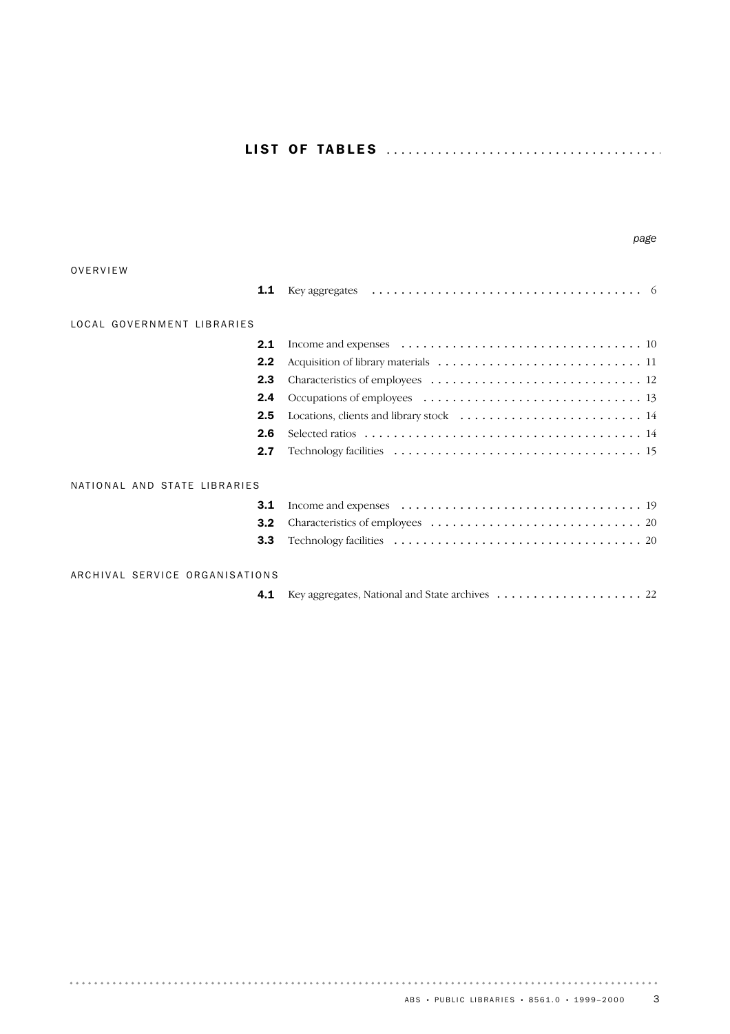# LIST OF TABLES

*page*

OVERVIEW

| | | |
|---|---|---|
| **1.1** | Key aggregates | 6 |

LOCAL GOVERNMENT LIBRARIES

| | | |
|---|---|---|
| **2.1** | Income and expenses | 10 |
| **2.2** | Acquisition of library materials | 11 |
| **2.3** | Characteristics of employees | 12 |
| **2.4** | Occupations of employees | 13 |
| **2.5** | Locations, clients and library stock | 14 |
| **2.6** | Selected ratios | 14 |
| **2.7** | Technology facilities | 15 |

NATIONAL AND STATE LIBRARIES

| | | |
|---|---|---|
| **3.1** | Income and expenses | 19 |
| **3.2** | Characteristics of employees | 20 |
| **3.3** | Technology facilities | 20 |

ARCHIVAL SERVICE ORGANISATIONS

| | | |
|---|---|---|
| **4.1** | Key aggregates, National and State archives | 22 |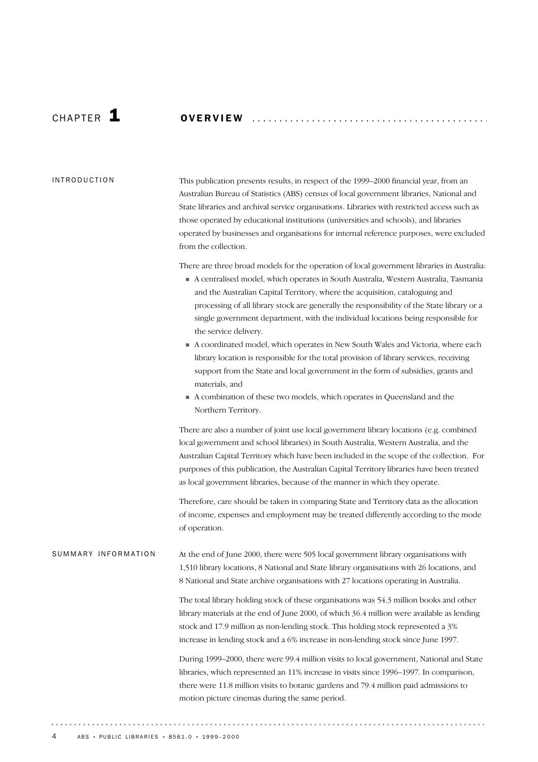# CHAPTER 1 OVERVIEW

## INTRODUCTION

This publication presents results, in respect of the 1999–2000 financial year, from an Australian Bureau of Statistics (ABS) census of local government libraries, National and State libraries and archival service organisations. Libraries with restricted access such as those operated by educational institutions (universities and schools), and libraries operated by businesses and organisations for internal reference purposes, were excluded from the collection.

There are three broad models for the operation of local government libraries in Australia:

- A centralised model, which operates in South Australia, Western Australia, Tasmania and the Australian Capital Territory, where the acquisition, cataloguing and processing of all library stock are generally the responsibility of the State library or a single government department, with the individual locations being responsible for the service delivery.
- A coordinated model, which operates in New South Wales and Victoria, where each library location is responsible for the total provision of library services, receiving support from the State and local government in the form of subsidies, grants and materials, and
- A combination of these two models, which operates in Queensland and the Northern Territory.

There are also a number of joint use local government library locations (e.g. combined local government and school libraries) in South Australia, Western Australia, and the Australian Capital Territory which have been included in the scope of the collection. For purposes of this publication, the Australian Capital Territory libraries have been treated as local government libraries, because of the manner in which they operate.

Therefore, care should be taken in comparing State and Territory data as the allocation of income, expenses and employment may be treated differently according to the mode of operation.

## SUMMARY INFORMATION

At the end of June 2000, there were 505 local government library organisations with 1,510 library locations, 8 National and State library organisations with 26 locations, and 8 National and State archive organisations with 27 locations operating in Australia.

The total library holding stock of these organisations was 54.3 million books and other library materials at the end of June 2000, of which 36.4 million were available as lending stock and 17.9 million as non-lending stock. This holding stock represented a 3% increase in lending stock and a 6% increase in non-lending stock since June 1997.

During 1999–2000, there were 99.4 million visits to local government, National and State libraries, which represented an 11% increase in visits since 1996–1997. In comparison, there were 11.8 million visits to botanic gardens and 79.4 million paid admissions to motion picture cinemas during the same period.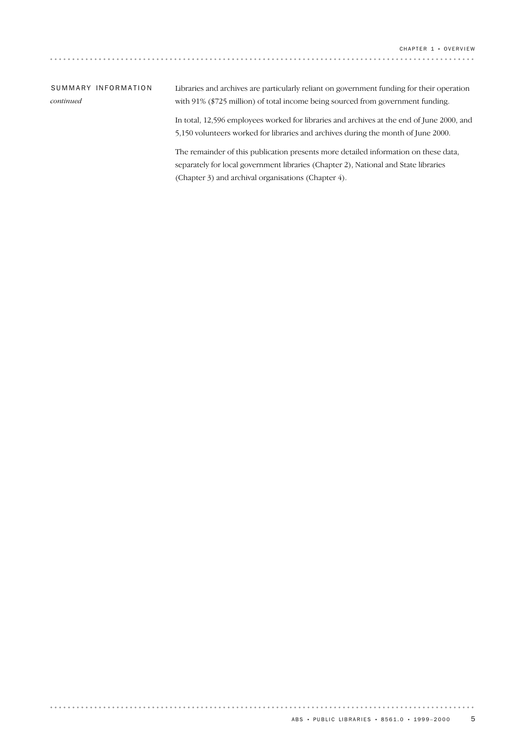## SUMMARY INFORMATION *continued*

Libraries and archives are particularly reliant on government funding for their operation with 91% ($725 million) of total income being sourced from government funding.

In total, 12,596 employees worked for libraries and archives at the end of June 2000, and 5,150 volunteers worked for libraries and archives during the month of June 2000.

The remainder of this publication presents more detailed information on these data, separately for local government libraries (Chapter 2), National and State libraries (Chapter 3) and archival organisations (Chapter 4).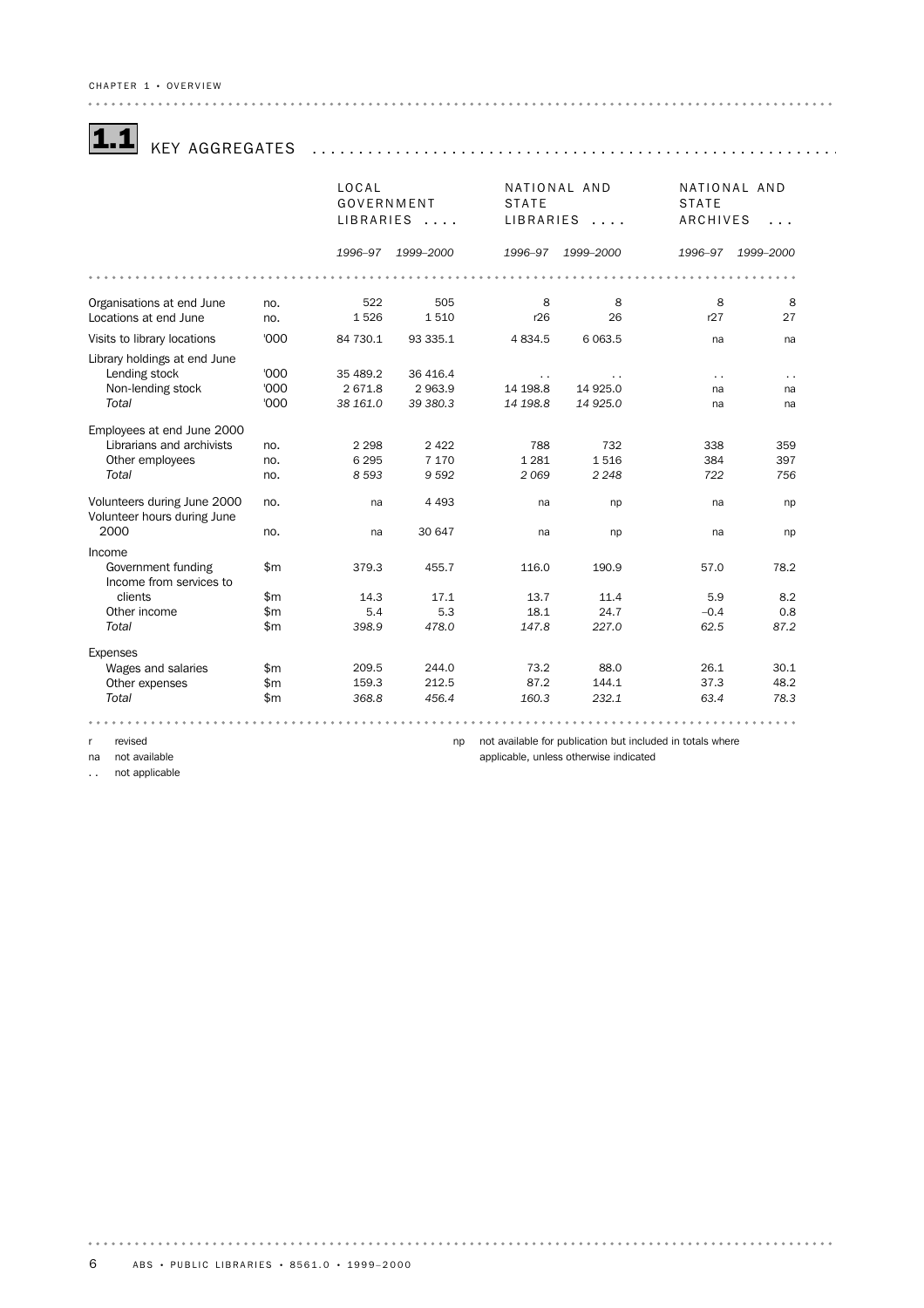## 1.1 KEY AGGREGATES

| | | LOCAL GOVERNMENT LIBRARIES | | NATIONAL AND STATE LIBRARIES | | NATIONAL AND STATE ARCHIVES | |
|---|---|---|---|---|---|---|---|
| | | *1996–97* | *1999–2000* | *1996–97* | *1999–2000* | *1996–97* | *1999–2000* |
| Organisations at end June | no. | 522 | 505 | 8 | 8 | 8 | 8 |
| Locations at end June | no. | 1 526 | 1 510 | r26 | 26 | r27 | 27 |
| Visits to library locations | '000 | 84 730.1 | 93 335.1 | 4 834.5 | 6 063.5 | na | na |
| Library holdings at end June | | | | | | | |
| Lending stock | '000 | 35 489.2 | 36 416.4 | . . | . . | . . | . . |
| Non-lending stock | '000 | 2 671.8 | 2 963.9 | 14 198.8 | 14 925.0 | na | na |
| *Total* | '000 | *38 161.0* | *39 380.3* | *14 198.8* | *14 925.0* | na | na |
| Employees at end June 2000 | | | | | | | |
| Librarians and archivists | no. | 2 298 | 2 422 | 788 | 732 | 338 | 359 |
| Other employees | no. | 6 295 | 7 170 | 1 281 | 1 516 | 384 | 397 |
| *Total* | no. | *8 593* | *9 592* | *2 069* | *2 248* | *722* | *756* |
| Volunteers during June 2000 | no. | na | 4 493 | na | np | na | np |
| Volunteer hours during June 2000 | no. | na | 30 647 | na | np | na | np |
| Income | | | | | | | |
| Government funding | $m | 379.3 | 455.7 | 116.0 | 190.9 | 57.0 | 78.2 |
| Income from services to clients | $m | 14.3 | 17.1 | 13.7 | 11.4 | 5.9 | 8.2 |
| Other income | $m | 5.4 | 5.3 | 18.1 | 24.7 | –0.4 | 0.8 |
| *Total* | $m | *398.9* | *478.0* | *147.8* | *227.0* | *62.5* | *87.2* |
| Expenses | | | | | | | |
| Wages and salaries | $m | 209.5 | 244.0 | 73.2 | 88.0 | 26.1 | 30.1 |
| Other expenses | $m | 159.3 | 212.5 | 87.2 | 144.1 | 37.3 | 48.2 |
| *Total* | $m | *368.8* | *456.4* | *160.3* | *232.1* | *63.4* | *78.3* |

r revised
na not available
. . not applicable
np not available for publication but included in totals where applicable, unless otherwise indicated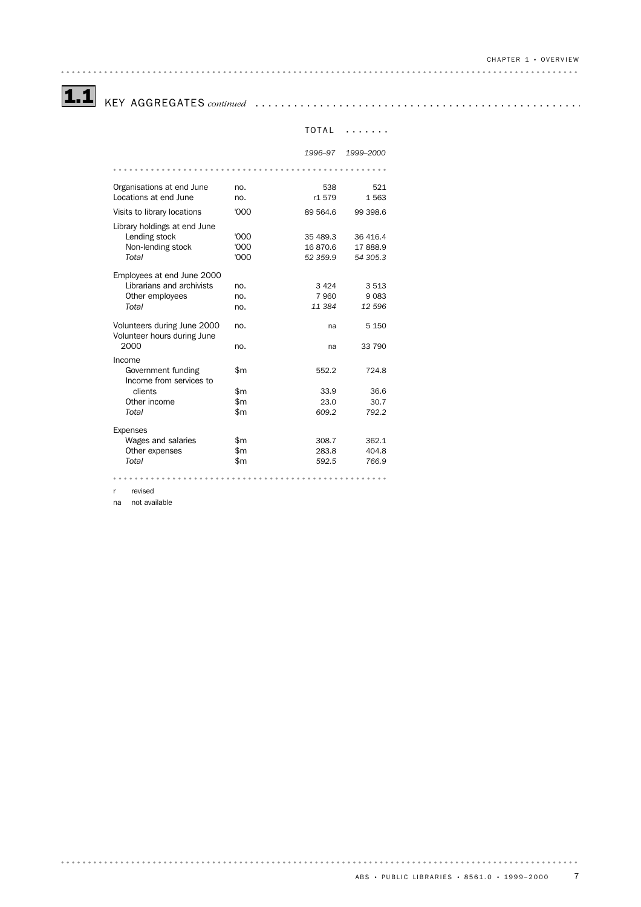## 1.1 KEY AGGREGATES *continued*

| | | TOTAL | |
|---|---|---|---|
| | | *1996–97* | *1999–2000* |
| Organisations at end June | no. | 538 | 521 |
| Locations at end June | no. | r1 579 | 1 563 |
| Visits to library locations | '000 | 89 564.6 | 99 398.6 |
| Library holdings at end June | | | |
| Lending stock | '000 | 35 489.3 | 36 416.4 |
| Non-lending stock | '000 | 16 870.6 | 17 888.9 |
| *Total* | '000 | *52 359.9* | *54 305.3* |
| Employees at end June 2000 | | | |
| Librarians and archivists | no. | 3 424 | 3 513 |
| Other employees | no. | 7 960 | 9 083 |
| *Total* | no. | *11 384* | *12 596* |
| Volunteers during June 2000 | no. | na | 5 150 |
| Volunteer hours during June 2000 | no. | na | 33 790 |
| Income | | | |
| Government funding | $m | 552.2 | 724.8 |
| Income from services to clients | $m | 33.9 | 36.6 |
| Other income | $m | 23.0 | 30.7 |
| *Total* | $m | *609.2* | *792.2* |
| Expenses | | | |
| Wages and salaries | $m | 308.7 | 362.1 |
| Other expenses | $m | 283.8 | 404.8 |
| *Total* | $m | *592.5* | *766.9* |

r revised

na not available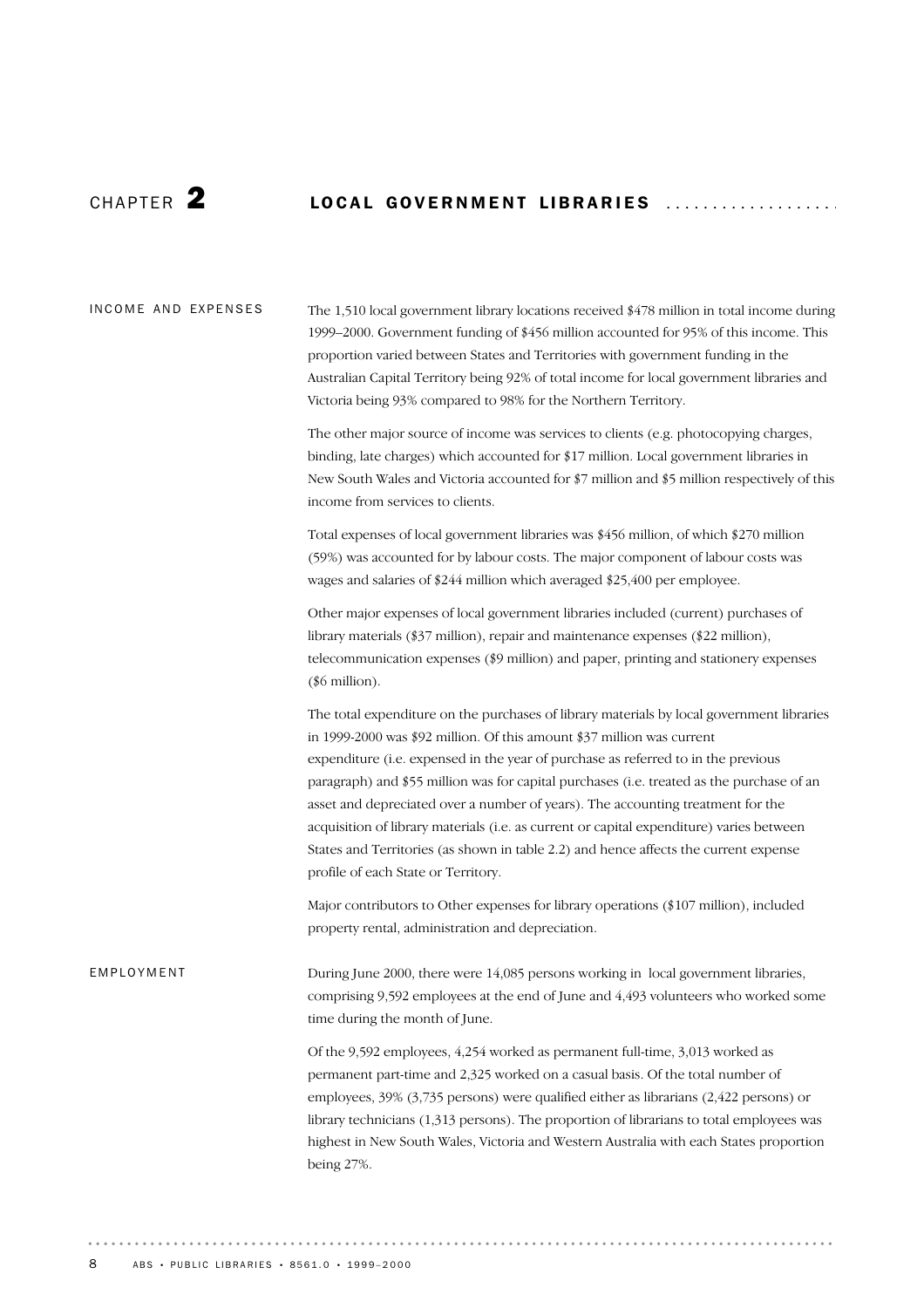# CHAPTER 2 LOCAL GOVERNMENT LIBRARIES

## INCOME AND EXPENSES

The 1,510 local government library locations received $478 million in total income during 1999–2000. Government funding of $456 million accounted for 95% of this income. This proportion varied between States and Territories with government funding in the Australian Capital Territory being 92% of total income for local government libraries and Victoria being 93% compared to 98% for the Northern Territory.

The other major source of income was services to clients (e.g. photocopying charges, binding, late charges) which accounted for $17 million. Local government libraries in New South Wales and Victoria accounted for $7 million and $5 million respectively of this income from services to clients.

Total expenses of local government libraries was $456 million, of which $270 million (59%) was accounted for by labour costs. The major component of labour costs was wages and salaries of $244 million which averaged $25,400 per employee.

Other major expenses of local government libraries included (current) purchases of library materials ($37 million), repair and maintenance expenses ($22 million), telecommunication expenses ($9 million) and paper, printing and stationery expenses ($6 million).

The total expenditure on the purchases of library materials by local government libraries in 1999-2000 was $92 million. Of this amount $37 million was current expenditure (i.e. expensed in the year of purchase as referred to in the previous paragraph) and $55 million was for capital purchases (i.e. treated as the purchase of an asset and depreciated over a number of years). The accounting treatment for the acquisition of library materials (i.e. as current or capital expenditure) varies between States and Territories (as shown in table 2.2) and hence affects the current expense profile of each State or Territory.

Major contributors to Other expenses for library operations ($107 million), included property rental, administration and depreciation.

## EMPLOYMENT

During June 2000, there were 14,085 persons working in local government libraries, comprising 9,592 employees at the end of June and 4,493 volunteers who worked some time during the month of June.

Of the 9,592 employees, 4,254 worked as permanent full-time, 3,013 worked as permanent part-time and 2,325 worked on a casual basis. Of the total number of employees, 39% (3,735 persons) were qualified either as librarians (2,422 persons) or library technicians (1,313 persons). The proportion of librarians to total employees was highest in New South Wales, Victoria and Western Australia with each States proportion being 27%.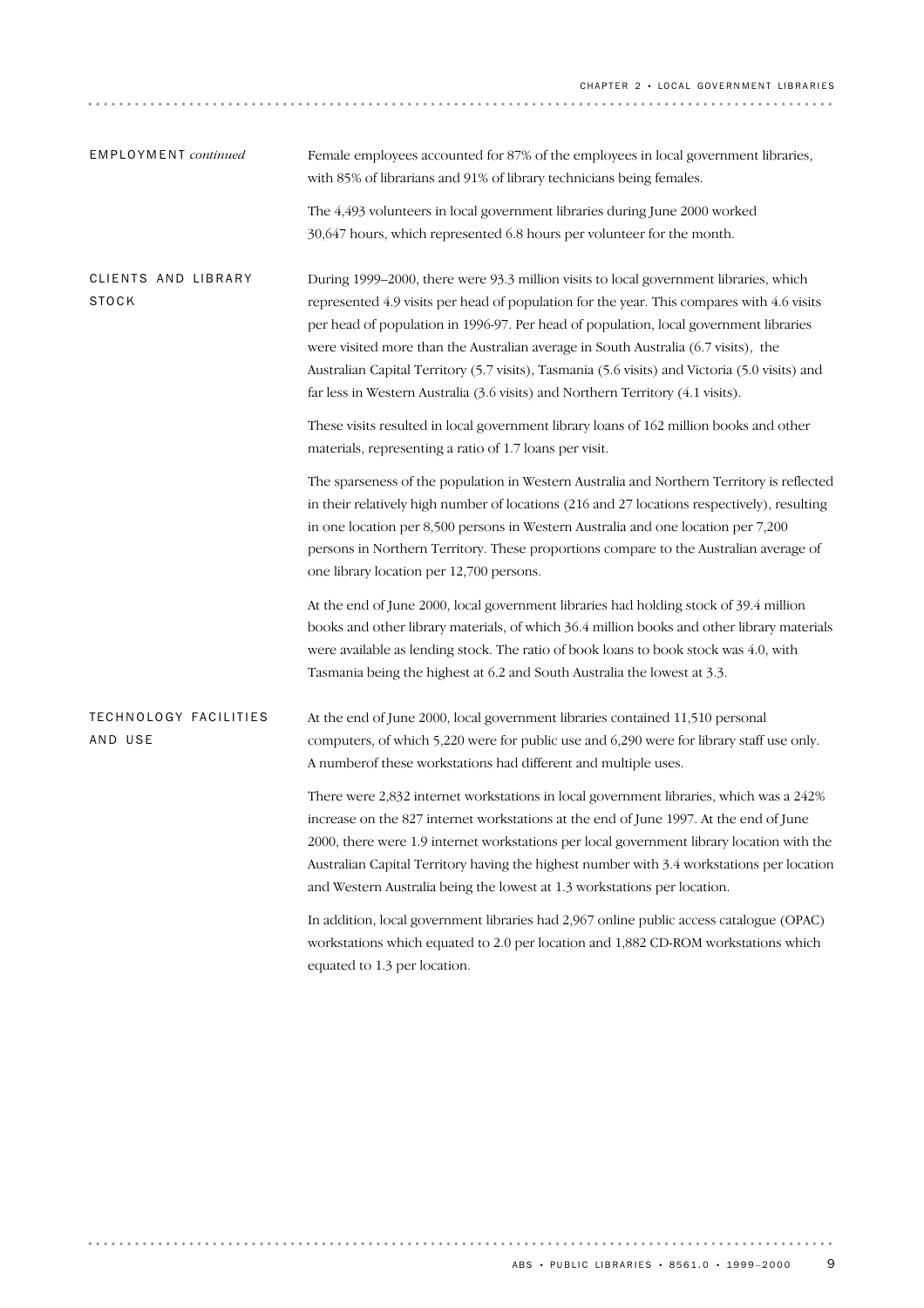## EMPLOYMENT *continued*

Female employees accounted for 87% of the employees in local government libraries, with 85% of librarians and 91% of library technicians being females.

The 4,493 volunteers in local government libraries during June 2000 worked 30,647 hours, which represented 6.8 hours per volunteer for the month.

## CLIENTS AND LIBRARY STOCK

During 1999–2000, there were 93.3 million visits to local government libraries, which represented 4.9 visits per head of population for the year. This compares with 4.6 visits per head of population in 1996-97. Per head of population, local government libraries were visited more than the Australian average in South Australia (6.7 visits), the Australian Capital Territory (5.7 visits), Tasmania (5.6 visits) and Victoria (5.0 visits) and far less in Western Australia (3.6 visits) and Northern Territory (4.1 visits).

These visits resulted in local government library loans of 162 million books and other materials, representing a ratio of 1.7 loans per visit.

The sparseness of the population in Western Australia and Northern Territory is reflected in their relatively high number of locations (216 and 27 locations respectively), resulting in one location per 8,500 persons in Western Australia and one location per 7,200 persons in Northern Territory. These proportions compare to the Australian average of one library location per 12,700 persons.

At the end of June 2000, local government libraries had holding stock of 39.4 million books and other library materials, of which 36.4 million books and other library materials were available as lending stock. The ratio of book loans to book stock was 4.0, with Tasmania being the highest at 6.2 and South Australia the lowest at 3.3.

## TECHNOLOGY FACILITIES AND USE

At the end of June 2000, local government libraries contained 11,510 personal computers, of which 5,220 were for public use and 6,290 were for library staff use only. A numberof these workstations had different and multiple uses.

There were 2,832 internet workstations in local government libraries, which was a 242% increase on the 827 internet workstations at the end of June 1997. At the end of June 2000, there were 1.9 internet workstations per local government library location with the Australian Capital Territory having the highest number with 3.4 workstations per location and Western Australia being the lowest at 1.3 workstations per location.

In addition, local government libraries had 2,967 online public access catalogue (OPAC) workstations which equated to 2.0 per location and 1,882 CD-ROM workstations which equated to 1.3 per location.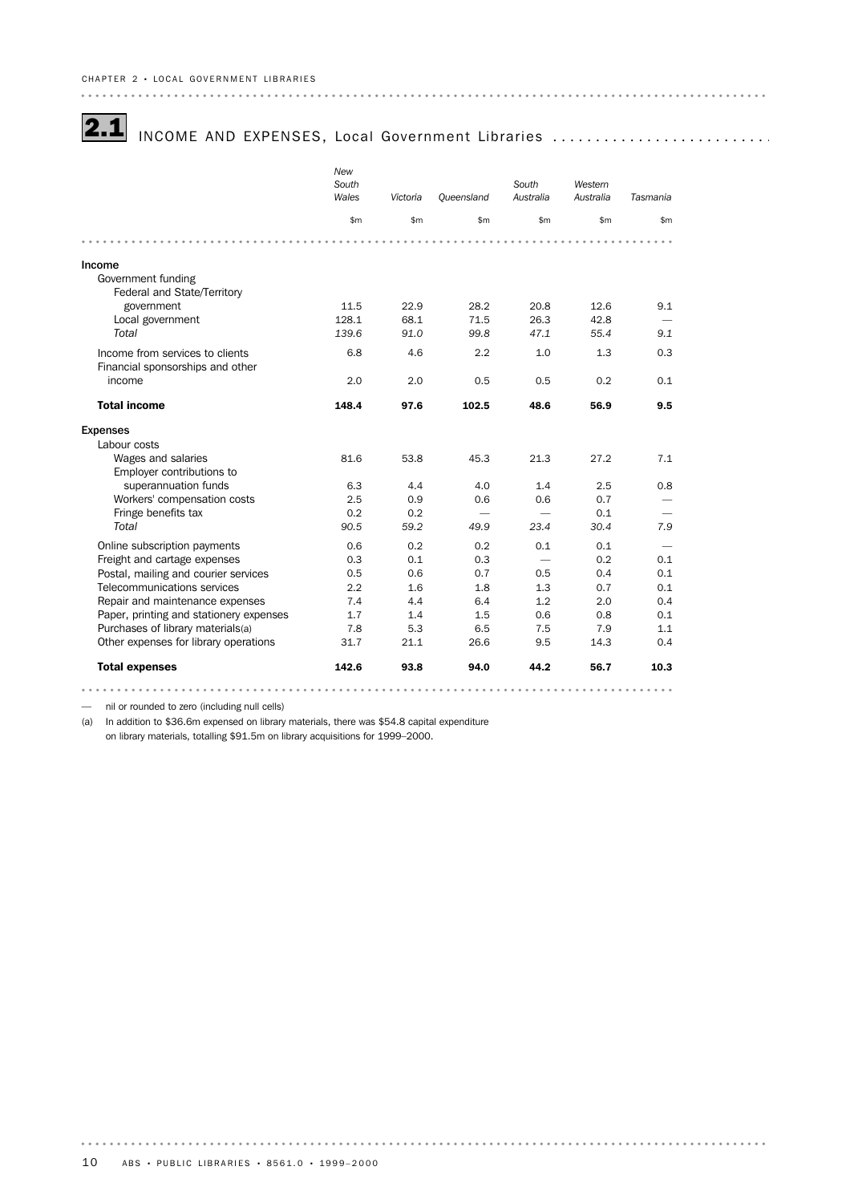## 2.1 INCOME AND EXPENSES, Local Government Libraries

| | New South Wales | Victoria | Queensland | South Australia | Western Australia | Tasmania |
|---|---|---|---|---|---|---|
| | $m | $m | $m | $m | $m | $m |
| **Income** | | | | | | |
| Government funding | | | | | | |
| Federal and State/Territory government | 11.5 | 22.9 | 28.2 | 20.8 | 12.6 | 9.1 |
| Local government | 128.1 | 68.1 | 71.5 | 26.3 | 42.8 | — |
| *Total* | *139.6* | *91.0* | *99.8* | *47.1* | *55.4* | *9.1* |
| Income from services to clients | 6.8 | 4.6 | 2.2 | 1.0 | 1.3 | 0.3 |
| Financial sponsorships and other income | 2.0 | 2.0 | 0.5 | 0.5 | 0.2 | 0.1 |
| **Total income** | **148.4** | **97.6** | **102.5** | **48.6** | **56.9** | **9.5** |
| **Expenses** | | | | | | |
| Labour costs | | | | | | |
| Wages and salaries | 81.6 | 53.8 | 45.3 | 21.3 | 27.2 | 7.1 |
| Employer contributions to superannuation funds | 6.3 | 4.4 | 4.0 | 1.4 | 2.5 | 0.8 |
| Workers' compensation costs | 2.5 | 0.9 | 0.6 | 0.6 | 0.7 | — |
| Fringe benefits tax | 0.2 | 0.2 | — | — | 0.1 | — |
| *Total* | *90.5* | *59.2* | *49.9* | *23.4* | *30.4* | *7.9* |
| Online subscription payments | 0.6 | 0.2 | 0.2 | 0.1 | 0.1 | — |
| Freight and cartage expenses | 0.3 | 0.1 | 0.3 | — | 0.2 | 0.1 |
| Postal, mailing and courier services | 0.5 | 0.6 | 0.7 | 0.5 | 0.4 | 0.1 |
| Telecommunications services | 2.2 | 1.6 | 1.8 | 1.3 | 0.7 | 0.1 |
| Repair and maintenance expenses | 7.4 | 4.4 | 6.4 | 1.2 | 2.0 | 0.4 |
| Paper, printing and stationery expenses | 1.7 | 1.4 | 1.5 | 0.6 | 0.8 | 0.1 |
| Purchases of library materials(a) | 7.8 | 5.3 | 6.5 | 7.5 | 7.9 | 1.1 |
| Other expenses for library operations | 31.7 | 21.1 | 26.6 | 9.5 | 14.3 | 0.4 |
| **Total expenses** | **142.6** | **93.8** | **94.0** | **44.2** | **56.7** | **10.3** |

— nil or rounded to zero (including null cells)

(a) In addition to $36.6m expensed on library materials, there was $54.8 capital expenditure on library materials, totalling $91.5m on library acquisitions for 1999–2000.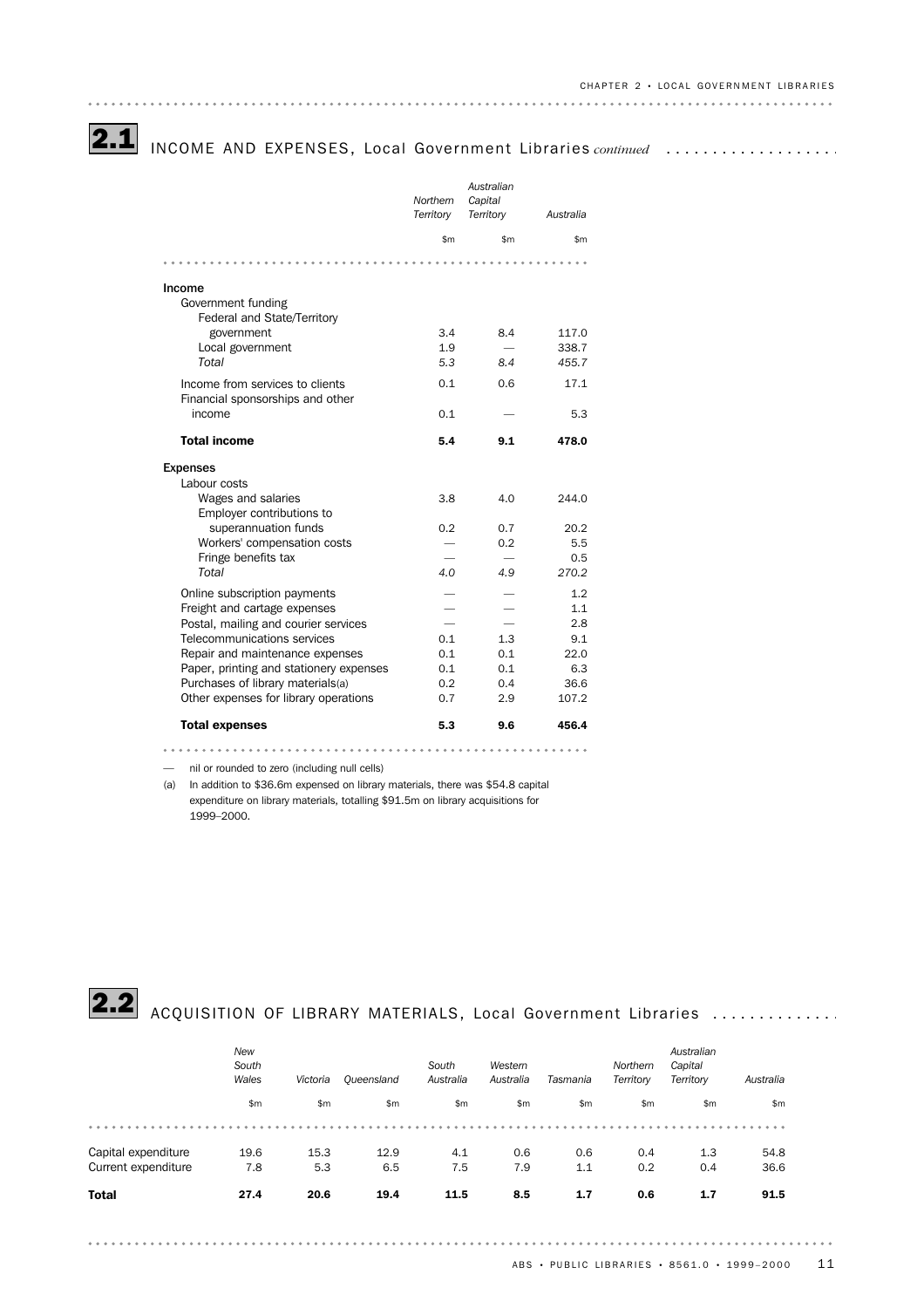## 2.1 INCOME AND EXPENSES, Local Government Libraries *continued*

| | *Northern Territory* | *Australian Capital Territory* | *Australia* |
|---|---|---|---|
| | $m | $m | $m |
| **Income** | | | |
| Government funding | | | |
| Federal and State/Territory government | 3.4 | 8.4 | 117.0 |
| Local government | 1.9 | — | 338.7 |
| *Total* | *5.3* | *8.4* | *455.7* |
| Income from services to clients | 0.1 | 0.6 | 17.1 |
| Financial sponsorships and other income | 0.1 | — | 5.3 |
| **Total income** | **5.4** | **9.1** | **478.0** |
| **Expenses** | | | |
| Labour costs | | | |
| Wages and salaries | 3.8 | 4.0 | 244.0 |
| Employer contributions to superannuation funds | 0.2 | 0.7 | 20.2 |
| Workers' compensation costs | — | 0.2 | 5.5 |
| Fringe benefits tax | — | — | 0.5 |
| *Total* | *4.0* | *4.9* | *270.2* |
| Online subscription payments | — | — | 1.2 |
| Freight and cartage expenses | — | — | 1.1 |
| Postal, mailing and courier services | — | — | 2.8 |
| Telecommunications services | 0.1 | 1.3 | 9.1 |
| Repair and maintenance expenses | 0.1 | 0.1 | 22.0 |
| Paper, printing and stationery expenses | 0.1 | 0.1 | 6.3 |
| Purchases of library materials(a) | 0.2 | 0.4 | 36.6 |
| Other expenses for library operations | 0.7 | 2.9 | 107.2 |
| **Total expenses** | **5.3** | **9.6** | **456.4** |

— nil or rounded to zero (including null cells)

(a) In addition to $36.6m expensed on library materials, there was $54.8 capital expenditure on library materials, totalling $91.5m on library acquisitions for 1999–2000.

## 2.2 ACQUISITION OF LIBRARY MATERIALS, Local Government Libraries

| | *New South Wales* | *Victoria* | *Queensland* | *South Australia* | *Western Australia* | *Tasmania* | *Northern Territory* | *Australian Capital Territory* | *Australia* |
|---|---|---|---|---|---|---|---|---|---|
| | $m | $m | $m | $m | $m | $m | $m | $m | $m |
| Capital expenditure | 19.6 | 15.3 | 12.9 | 4.1 | 0.6 | 0.6 | 0.4 | 1.3 | 54.8 |
| Current expenditure | 7.8 | 5.3 | 6.5 | 7.5 | 7.9 | 1.1 | 0.2 | 0.4 | 36.6 |
| **Total** | **27.4** | **20.6** | **19.4** | **11.5** | **8.5** | **1.7** | **0.6** | **1.7** | **91.5** |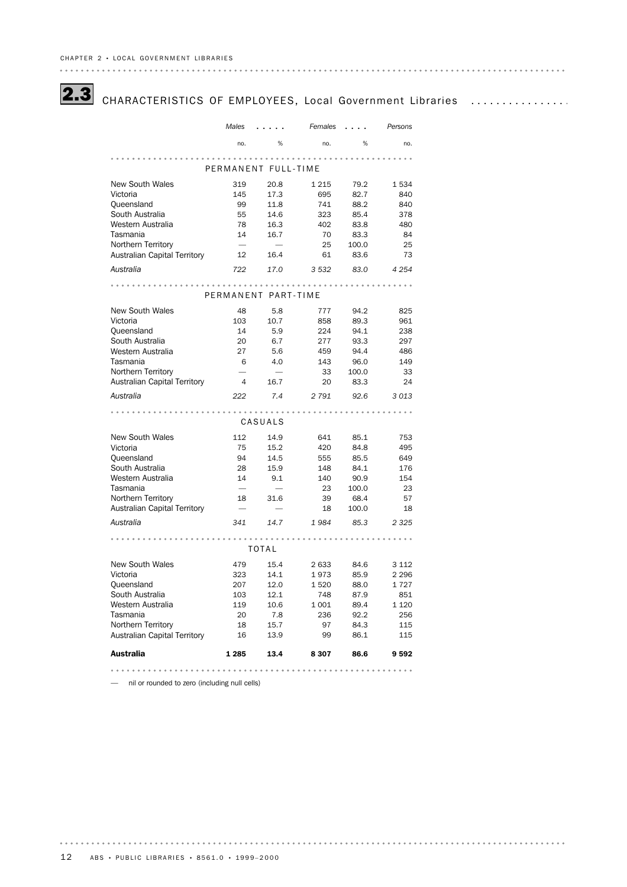## 2.3 CHARACTERISTICS OF EMPLOYEES, Local Government Libraries

| | Males | | Females | | Persons |
|---|---|---|---|---|---|
| | no. | % | no. | % | no. |
| **PERMANENT FULL-TIME** | | | | | |
| New South Wales | 319 | 20.8 | 1 215 | 79.2 | 1 534 |
| Victoria | 145 | 17.3 | 695 | 82.7 | 840 |
| Queensland | 99 | 11.8 | 741 | 88.2 | 840 |
| South Australia | 55 | 14.6 | 323 | 85.4 | 378 |
| Western Australia | 78 | 16.3 | 402 | 83.8 | 480 |
| Tasmania | 14 | 16.7 | 70 | 83.3 | 84 |
| Northern Territory | — | — | 25 | 100.0 | 25 |
| Australian Capital Territory | 12 | 16.4 | 61 | 83.6 | 73 |
| *Australia* | *722* | *17.0* | *3 532* | *83.0* | *4 254* |
| **PERMANENT PART-TIME** | | | | | |
| New South Wales | 48 | 5.8 | 777 | 94.2 | 825 |
| Victoria | 103 | 10.7 | 858 | 89.3 | 961 |
| Queensland | 14 | 5.9 | 224 | 94.1 | 238 |
| South Australia | 20 | 6.7 | 277 | 93.3 | 297 |
| Western Australia | 27 | 5.6 | 459 | 94.4 | 486 |
| Tasmania | 6 | 4.0 | 143 | 96.0 | 149 |
| Northern Territory | — | — | 33 | 100.0 | 33 |
| Australian Capital Territory | 4 | 16.7 | 20 | 83.3 | 24 |
| *Australia* | *222* | *7.4* | *2 791* | *92.6* | *3 013* |
| **CASUALS** | | | | | |
| New South Wales | 112 | 14.9 | 641 | 85.1 | 753 |
| Victoria | 75 | 15.2 | 420 | 84.8 | 495 |
| Queensland | 94 | 14.5 | 555 | 85.5 | 649 |
| South Australia | 28 | 15.9 | 148 | 84.1 | 176 |
| Western Australia | 14 | 9.1 | 140 | 90.9 | 154 |
| Tasmania | — | — | 23 | 100.0 | 23 |
| Northern Territory | 18 | 31.6 | 39 | 68.4 | 57 |
| Australian Capital Territory | — | — | 18 | 100.0 | 18 |
| *Australia* | *341* | *14.7* | *1 984* | *85.3* | *2 325* |
| **TOTAL** | | | | | |
| New South Wales | 479 | 15.4 | 2 633 | 84.6 | 3 112 |
| Victoria | 323 | 14.1 | 1 973 | 85.9 | 2 296 |
| Queensland | 207 | 12.0 | 1 520 | 88.0 | 1 727 |
| South Australia | 103 | 12.1 | 748 | 87.9 | 851 |
| Western Australia | 119 | 10.6 | 1 001 | 89.4 | 1 120 |
| Tasmania | 20 | 7.8 | 236 | 92.2 | 256 |
| Northern Territory | 18 | 15.7 | 97 | 84.3 | 115 |
| Australian Capital Territory | 16 | 13.9 | 99 | 86.1 | 115 |
| **Australia** | **1 285** | **13.4** | **8 307** | **86.6** | **9 592** |

— nil or rounded to zero (including null cells)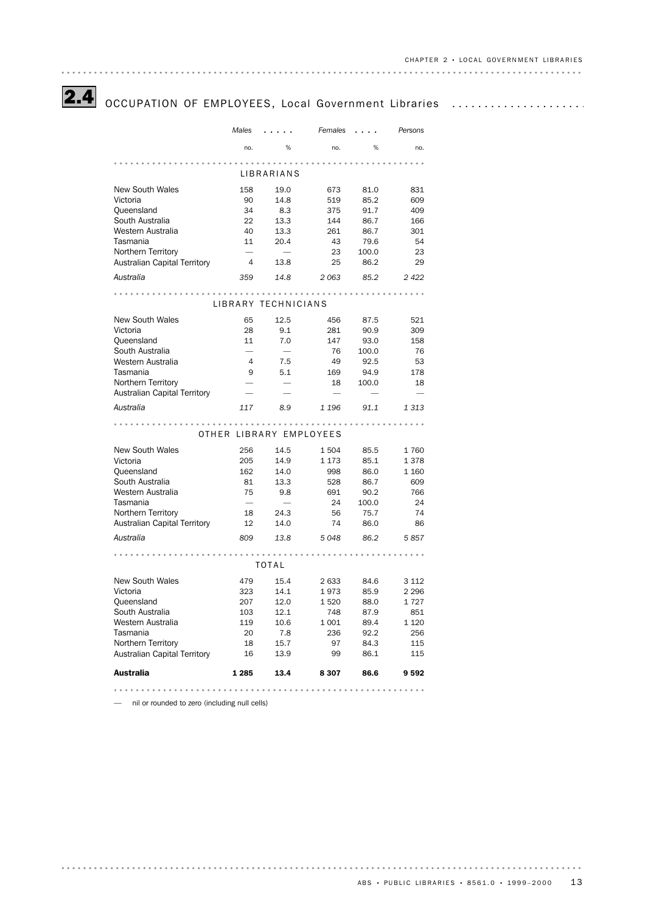## 2.4 OCCUPATION OF EMPLOYEES, Local Government Libraries

| | Males | | Females | | Persons |
|---|---|---|---|---|---|
| | no. | % | no. | % | no. |
| **LIBRARIANS** | | | | | |
| New South Wales | 158 | 19.0 | 673 | 81.0 | 831 |
| Victoria | 90 | 14.8 | 519 | 85.2 | 609 |
| Queensland | 34 | 8.3 | 375 | 91.7 | 409 |
| South Australia | 22 | 13.3 | 144 | 86.7 | 166 |
| Western Australia | 40 | 13.3 | 261 | 86.7 | 301 |
| Tasmania | 11 | 20.4 | 43 | 79.6 | 54 |
| Northern Territory | — | — | 23 | 100.0 | 23 |
| Australian Capital Territory | 4 | 13.8 | 25 | 86.2 | 29 |
| *Australia* | *359* | *14.8* | *2 063* | *85.2* | *2 422* |
| **LIBRARY TECHNICIANS** | | | | | |
| New South Wales | 65 | 12.5 | 456 | 87.5 | 521 |
| Victoria | 28 | 9.1 | 281 | 90.9 | 309 |
| Queensland | 11 | 7.0 | 147 | 93.0 | 158 |
| South Australia | — | — | 76 | 100.0 | 76 |
| Western Australia | 4 | 7.5 | 49 | 92.5 | 53 |
| Tasmania | 9 | 5.1 | 169 | 94.9 | 178 |
| Northern Territory | — | — | 18 | 100.0 | 18 |
| Australian Capital Territory | — | — | — | — | — |
| *Australia* | *117* | *8.9* | *1 196* | *91.1* | *1 313* |
| **OTHER LIBRARY EMPLOYEES** | | | | | |
| New South Wales | 256 | 14.5 | 1 504 | 85.5 | 1 760 |
| Victoria | 205 | 14.9 | 1 173 | 85.1 | 1 378 |
| Queensland | 162 | 14.0 | 998 | 86.0 | 1 160 |
| South Australia | 81 | 13.3 | 528 | 86.7 | 609 |
| Western Australia | 75 | 9.8 | 691 | 90.2 | 766 |
| Tasmania | — | — | 24 | 100.0 | 24 |
| Northern Territory | 18 | 24.3 | 56 | 75.7 | 74 |
| Australian Capital Territory | 12 | 14.0 | 74 | 86.0 | 86 |
| *Australia* | *809* | *13.8* | *5 048* | *86.2* | *5 857* |
| **TOTAL** | | | | | |
| New South Wales | 479 | 15.4 | 2 633 | 84.6 | 3 112 |
| Victoria | 323 | 14.1 | 1 973 | 85.9 | 2 296 |
| Queensland | 207 | 12.0 | 1 520 | 88.0 | 1 727 |
| South Australia | 103 | 12.1 | 748 | 87.9 | 851 |
| Western Australia | 119 | 10.6 | 1 001 | 89.4 | 1 120 |
| Tasmania | 20 | 7.8 | 236 | 92.2 | 256 |
| Northern Territory | 18 | 15.7 | 97 | 84.3 | 115 |
| Australian Capital Territory | 16 | 13.9 | 99 | 86.1 | 115 |
| **Australia** | **1 285** | **13.4** | **8 307** | **86.6** | **9 592** |

— nil or rounded to zero (including null cells)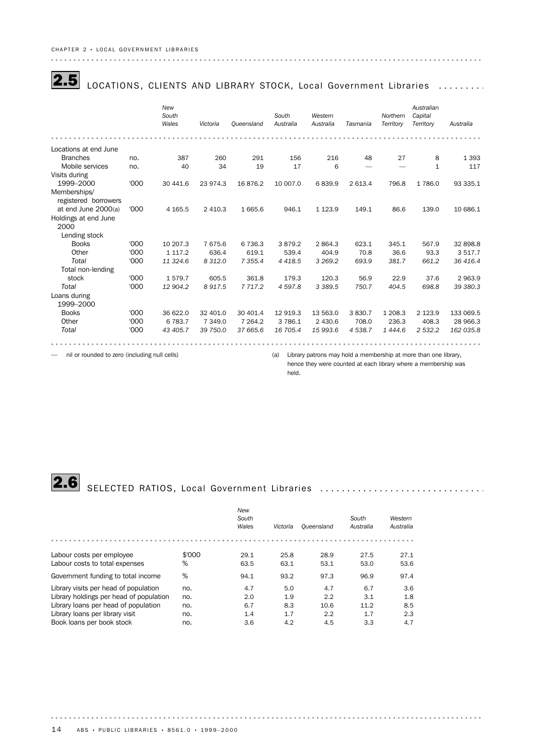## 2.5 LOCATIONS, CLIENTS AND LIBRARY STOCK, Local Government Libraries

| | | New South Wales | Victoria | Queensland | South Australia | Western Australia | Tasmania | Northern Territory | Australian Capital Territory | Australia |
|---|---|---|---|---|---|---|---|---|---|---|
| Locations at end June | | | | | | | | | | |
| Branches | no. | 387 | 260 | 291 | 156 | 216 | 48 | 27 | 8 | 1 393 |
| Mobile services | no. | 40 | 34 | 19 | 17 | 6 | — | — | 1 | 117 |
| Visits during 1999–2000 | '000 | 30 441.6 | 23 974.3 | 16 876.2 | 10 007.0 | 6 839.9 | 2 613.4 | 796.8 | 1 786.0 | 93 335.1 |
| Memberships/ registered borrowers at end June 2000(a) | '000 | 4 165.5 | 2 410.3 | 1 665.6 | 946.1 | 1 123.9 | 149.1 | 86.6 | 139.0 | 10 686.1 |
| Holdings at end June 2000 | | | | | | | | | | |
| Lending stock | | | | | | | | | | |
| Books | '000 | 10 207.3 | 7 675.6 | 6 736.3 | 3 879.2 | 2 864.3 | 623.1 | 345.1 | 567.9 | 32 898.8 |
| Other | '000 | 1 117.2 | 636.4 | 619.1 | 539.4 | 404.9 | 70.8 | 36.6 | 93.3 | 3 517.7 |
| *Total* | '000 | *11 324.6* | *8 312.0* | *7 355.4* | *4 418.5* | *3 269.2* | *693.9* | *381.7* | *661.2* | *36 416.4* |
| Total non-lending stock | '000 | 1 579.7 | 605.5 | 361.8 | 179.3 | 120.3 | 56.9 | 22.9 | 37.6 | 2 963.9 |
| *Total* | '000 | *12 904.2* | *8 917.5* | *7 717.2* | *4 597.8* | *3 389.5* | *750.7* | *404.5* | *698.8* | *39 380.3* |
| Loans during 1999–2000 | | | | | | | | | | |
| Books | '000 | 36 622.0 | 32 401.0 | 30 401.4 | 12 919.3 | 13 563.0 | 3 830.7 | 1 208.3 | 2 123.9 | 133 069.5 |
| Other | '000 | 6 783.7 | 7 349.0 | 7 264.2 | 3 786.1 | 2 430.6 | 708.0 | 236.3 | 408.3 | 28 966.3 |
| *Total* | '000 | *43 405.7* | *39 750.0* | *37 665.6* | *16 705.4* | *15 993.6* | *4 538.7* | *1 444.6* | *2 532.2* | *162 035.8* |

— nil or rounded to zero (including null cells)

(a) Library patrons may hold a membership at more than one library, hence they were counted at each library where a membership was held.

## 2.6 SELECTED RATIOS, Local Government Libraries

| | | New South Wales | Victoria | Queensland | South Australia | Western Australia |
|---|---|---|---|---|---|---|
| Labour costs per employee | $'000 | 29.1 | 25.8 | 28.9 | 27.5 | 27.1 |
| Labour costs to total expenses | % | 63.5 | 63.1 | 53.1 | 53.0 | 53.6 |
| Government funding to total income | % | 94.1 | 93.2 | 97.3 | 96.9 | 97.4 |
| Library visits per head of population | no. | 4.7 | 5.0 | 4.7 | 6.7 | 3.6 |
| Library holdings per head of population | no. | 2.0 | 1.9 | 2.2 | 3.1 | 1.8 |
| Library loans per head of population | no. | 6.7 | 8.3 | 10.6 | 11.2 | 8.5 |
| Library loans per library visit | no. | 1.4 | 1.7 | 2.2 | 1.7 | 2.3 |
| Book loans per book stock | no. | 3.6 | 4.2 | 4.5 | 3.3 | 4.7 |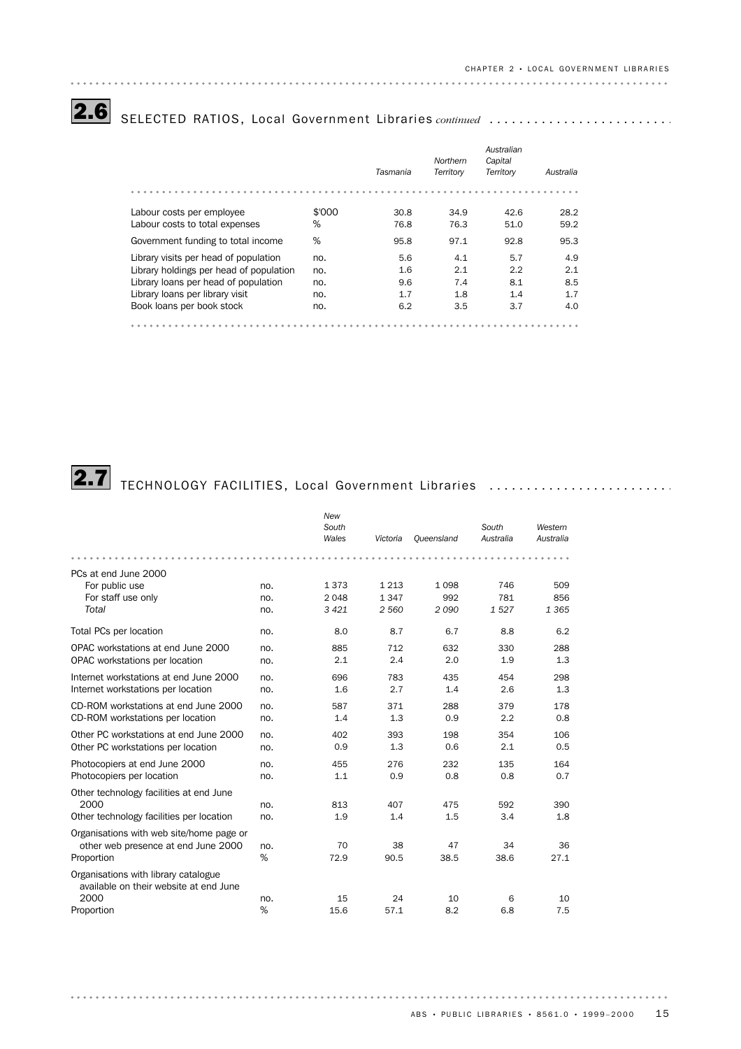## 2.6 SELECTED RATIOS, Local Government Libraries *continued*

| | | *Tasmania* | *Northern Territory* | *Australian Capital Territory* | *Australia* |
|---|---|---|---|---|---|
| Labour costs per employee | $'000 | 30.8 | 34.9 | 42.6 | 28.2 |
| Labour costs to total expenses | % | 76.8 | 76.3 | 51.0 | 59.2 |
| Government funding to total income | % | 95.8 | 97.1 | 92.8 | 95.3 |
| Library visits per head of population | no. | 5.6 | 4.1 | 5.7 | 4.9 |
| Library holdings per head of population | no. | 1.6 | 2.1 | 2.2 | 2.1 |
| Library loans per head of population | no. | 9.6 | 7.4 | 8.1 | 8.5 |
| Library loans per library visit | no. | 1.7 | 1.8 | 1.4 | 1.7 |
| Book loans per book stock | no. | 6.2 | 3.5 | 3.7 | 4.0 |

## 2.7 TECHNOLOGY FACILITIES, Local Government Libraries

| | | *New South Wales* | *Victoria* | *Queensland* | *South Australia* | *Western Australia* |
|---|---|---|---|---|---|---|
| PCs at end June 2000 | | | | | | |
| For public use | no. | 1 373 | 1 213 | 1 098 | 746 | 509 |
| For staff use only | no. | 2 048 | 1 347 | 992 | 781 | 856 |
| *Total* | no. | *3 421* | *2 560* | *2 090* | *1 527* | *1 365* |
| Total PCs per location | no. | 8.0 | 8.7 | 6.7 | 8.8 | 6.2 |
| OPAC workstations at end June 2000 | no. | 885 | 712 | 632 | 330 | 288 |
| OPAC workstations per location | no. | 2.1 | 2.4 | 2.0 | 1.9 | 1.3 |
| Internet workstations at end June 2000 | no. | 696 | 783 | 435 | 454 | 298 |
| Internet workstations per location | no. | 1.6 | 2.7 | 1.4 | 2.6 | 1.3 |
| CD-ROM workstations at end June 2000 | no. | 587 | 371 | 288 | 379 | 178 |
| CD-ROM workstations per location | no. | 1.4 | 1.3 | 0.9 | 2.2 | 0.8 |
| Other PC workstations at end June 2000 | no. | 402 | 393 | 198 | 354 | 106 |
| Other PC workstations per location | no. | 0.9 | 1.3 | 0.6 | 2.1 | 0.5 |
| Photocopiers at end June 2000 | no. | 455 | 276 | 232 | 135 | 164 |
| Photocopiers per location | no. | 1.1 | 0.9 | 0.8 | 0.8 | 0.7 |
| Other technology facilities at end June 2000 | no. | 813 | 407 | 475 | 592 | 390 |
| Other technology facilities per location | no. | 1.9 | 1.4 | 1.5 | 3.4 | 1.8 |
| Organisations with web site/home page or other web presence at end June 2000 | no. | 70 | 38 | 47 | 34 | 36 |
| Proportion | % | 72.9 | 90.5 | 38.5 | 38.6 | 27.1 |
| Organisations with library catalogue available on their website at end June 2000 | no. | 15 | 24 | 10 | 6 | 10 |
| Proportion | % | 15.6 | 57.1 | 8.2 | 6.8 | 7.5 |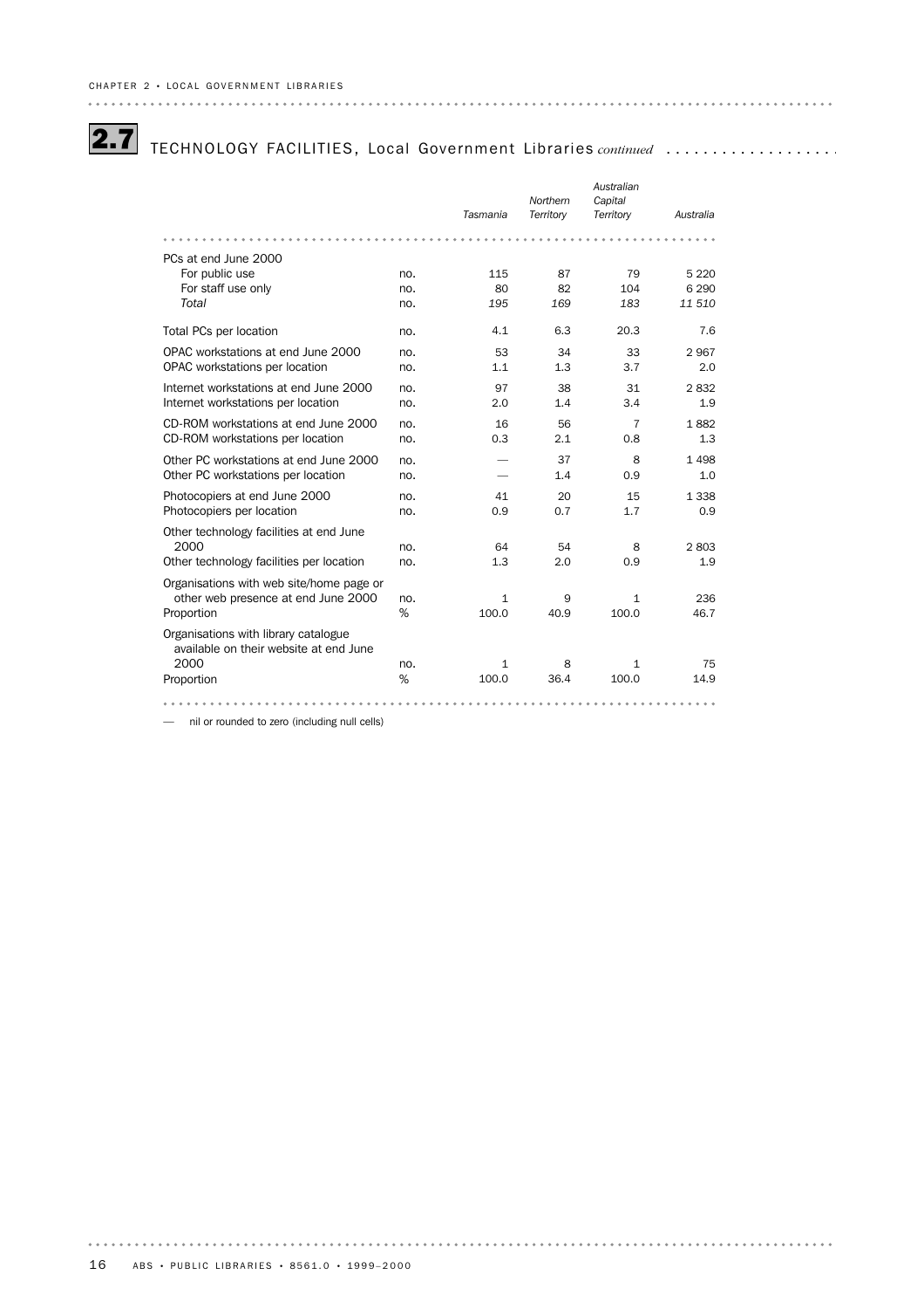## 2.7 TECHNOLOGY FACILITIES, Local Government Libraries *continued*

| | | *Tasmania* | *Northern Territory* | *Australian Capital Territory* | *Australia* |
|---|---|---|---|---|---|
| PCs at end June 2000 | | | | | |
| For public use | no. | 115 | 87 | 79 | 5 220 |
| For staff use only | no. | 80 | 82 | 104 | 6 290 |
| *Total* | no. | *195* | *169* | *183* | *11 510* |
| Total PCs per location | no. | 4.1 | 6.3 | 20.3 | 7.6 |
| OPAC workstations at end June 2000 | no. | 53 | 34 | 33 | 2 967 |
| OPAC workstations per location | no. | 1.1 | 1.3 | 3.7 | 2.0 |
| Internet workstations at end June 2000 | no. | 97 | 38 | 31 | 2 832 |
| Internet workstations per location | no. | 2.0 | 1.4 | 3.4 | 1.9 |
| CD-ROM workstations at end June 2000 | no. | 16 | 56 | 7 | 1 882 |
| CD-ROM workstations per location | no. | 0.3 | 2.1 | 0.8 | 1.3 |
| Other PC workstations at end June 2000 | no. | — | 37 | 8 | 1 498 |
| Other PC workstations per location | no. | — | 1.4 | 0.9 | 1.0 |
| Photocopiers at end June 2000 | no. | 41 | 20 | 15 | 1 338 |
| Photocopiers per location | no. | 0.9 | 0.7 | 1.7 | 0.9 |
| Other technology facilities at end June 2000 | no. | 64 | 54 | 8 | 2 803 |
| Other technology facilities per location | no. | 1.3 | 2.0 | 0.9 | 1.9 |
| Organisations with web site/home page or other web presence at end June 2000 | no. | 1 | 9 | 1 | 236 |
| Proportion | % | 100.0 | 40.9 | 100.0 | 46.7 |
| Organisations with library catalogue available on their website at end June 2000 | no. | 1 | 8 | 1 | 75 |
| Proportion | % | 100.0 | 36.4 | 100.0 | 14.9 |

— nil or rounded to zero (including null cells)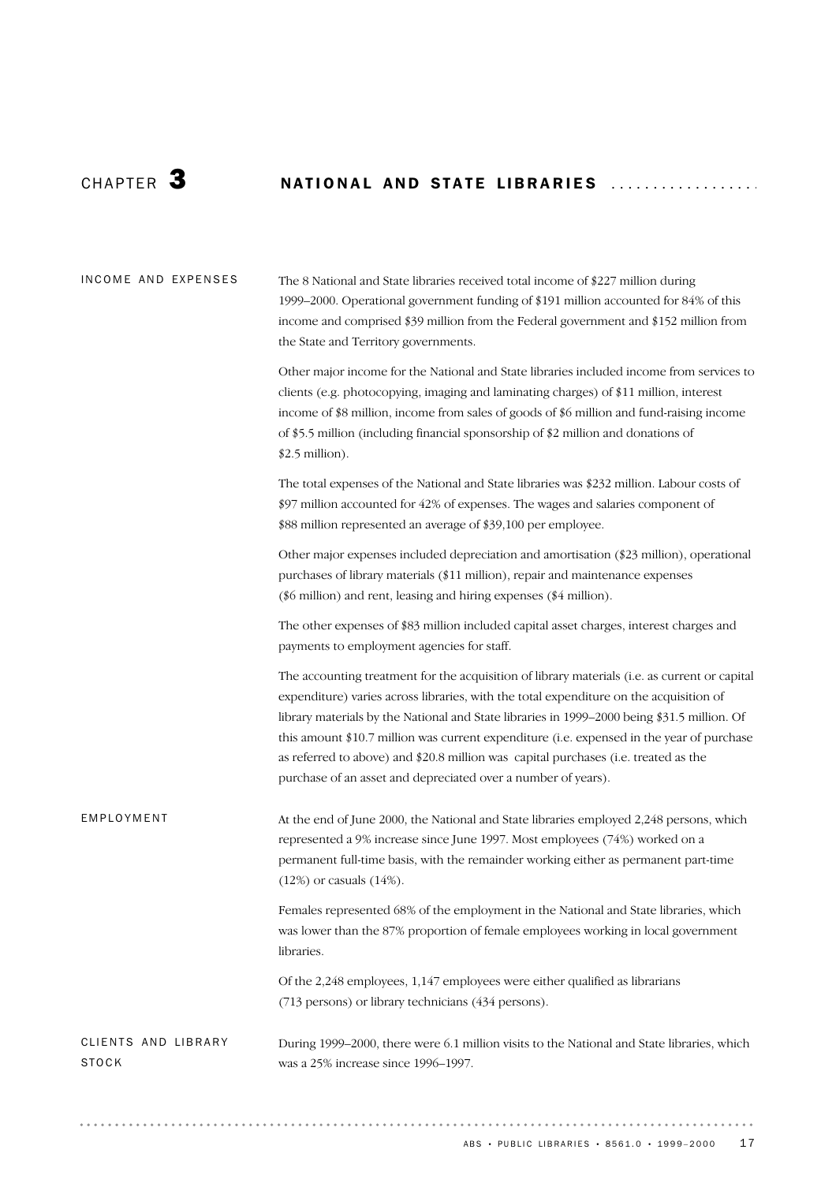# CHAPTER 3 NATIONAL AND STATE LIBRARIES

## INCOME AND EXPENSES

The 8 National and State libraries received total income of $227 million during 1999–2000. Operational government funding of $191 million accounted for 84% of this income and comprised $39 million from the Federal government and $152 million from the State and Territory governments.

Other major income for the National and State libraries included income from services to clients (e.g. photocopying, imaging and laminating charges) of $11 million, interest income of $8 million, income from sales of goods of $6 million and fund-raising income of $5.5 million (including financial sponsorship of $2 million and donations of $2.5 million).

The total expenses of the National and State libraries was $232 million. Labour costs of $97 million accounted for 42% of expenses. The wages and salaries component of $88 million represented an average of $39,100 per employee.

Other major expenses included depreciation and amortisation ($23 million), operational purchases of library materials ($11 million), repair and maintenance expenses ($6 million) and rent, leasing and hiring expenses ($4 million).

The other expenses of $83 million included capital asset charges, interest charges and payments to employment agencies for staff.

The accounting treatment for the acquisition of library materials (i.e. as current or capital expenditure) varies across libraries, with the total expenditure on the acquisition of library materials by the National and State libraries in 1999–2000 being $31.5 million. Of this amount $10.7 million was current expenditure (i.e. expensed in the year of purchase as referred to above) and $20.8 million was capital purchases (i.e. treated as the purchase of an asset and depreciated over a number of years).

## EMPLOYMENT

At the end of June 2000, the National and State libraries employed 2,248 persons, which represented a 9% increase since June 1997. Most employees (74%) worked on a permanent full-time basis, with the remainder working either as permanent part-time (12%) or casuals (14%).

Females represented 68% of the employment in the National and State libraries, which was lower than the 87% proportion of female employees working in local government libraries.

Of the 2,248 employees, 1,147 employees were either qualified as librarians (713 persons) or library technicians (434 persons).

## CLIENTS AND LIBRARY STOCK

During 1999–2000, there were 6.1 million visits to the National and State libraries, which was a 25% increase since 1996–1997.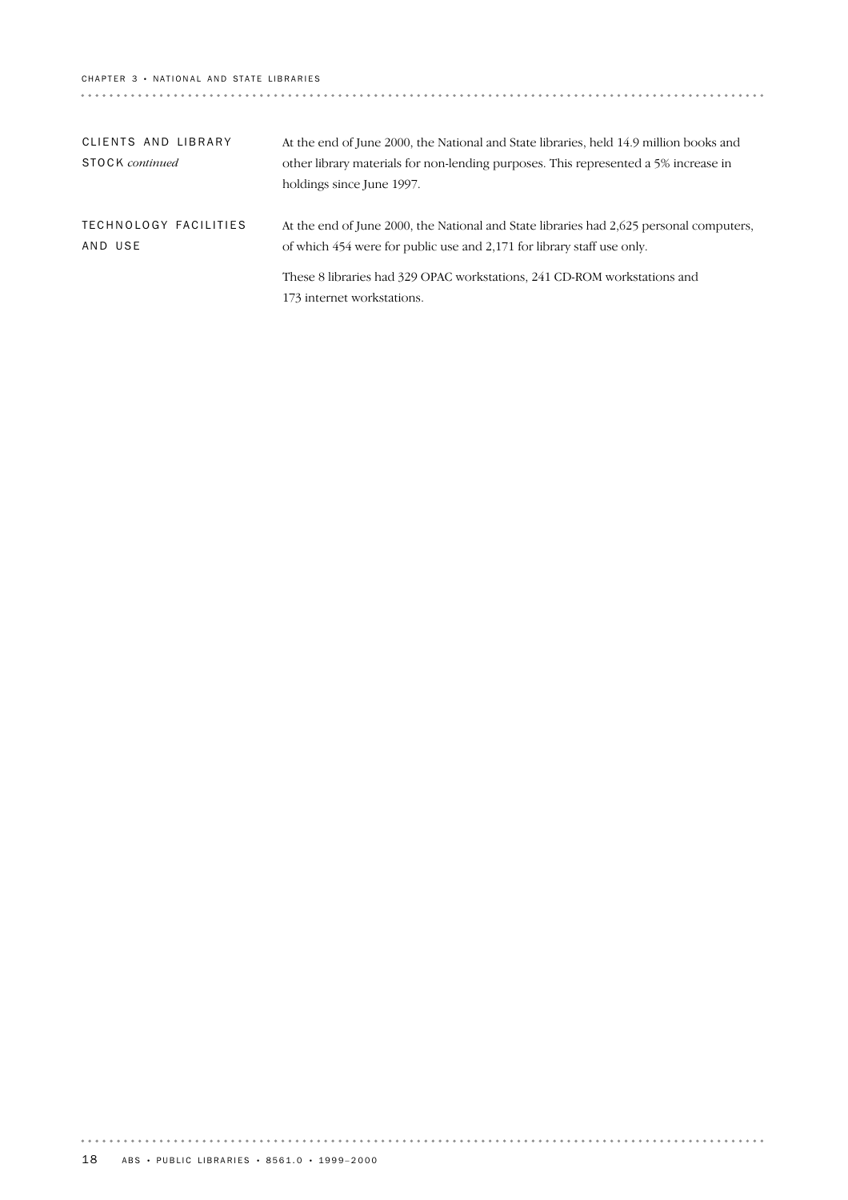## CLIENTS AND LIBRARY STOCK *continued*

At the end of June 2000, the National and State libraries, held 14.9 million books and other library materials for non-lending purposes. This represented a 5% increase in holdings since June 1997.

## TECHNOLOGY FACILITIES AND USE

At the end of June 2000, the National and State libraries had 2,625 personal computers, of which 454 were for public use and 2,171 for library staff use only.

These 8 libraries had 329 OPAC workstations, 241 CD-ROM workstations and 173 internet workstations.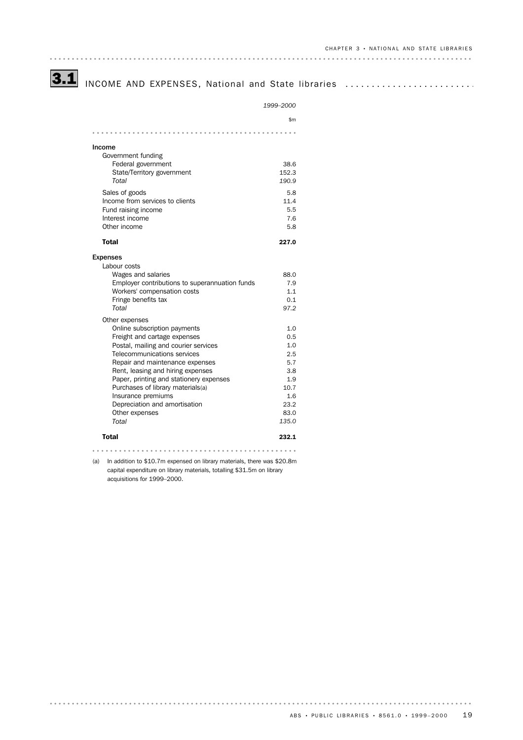## 3.1 INCOME AND EXPENSES, National and State libraries

| | *1999–2000* |
|---|---|
| | $m |
| **Income** | |
| Government funding | |
| Federal government | 38.6 |
| State/Territory government | 152.3 |
| *Total* | *190.9* |
| Sales of goods | 5.8 |
| Income from services to clients | 11.4 |
| Fund raising income | 5.5 |
| Interest income | 7.6 |
| Other income | 5.8 |
| **Total** | **227.0** |
| **Expenses** | |
| Labour costs | |
| Wages and salaries | 88.0 |
| Employer contributions to superannuation funds | 7.9 |
| Workers' compensation costs | 1.1 |
| Fringe benefits tax | 0.1 |
| *Total* | *97.2* |
| Other expenses | |
| Online subscription payments | 1.0 |
| Freight and cartage expenses | 0.5 |
| Postal, mailing and courier services | 1.0 |
| Telecommunications services | 2.5 |
| Repair and maintenance expenses | 5.7 |
| Rent, leasing and hiring expenses | 3.8 |
| Paper, printing and stationery expenses | 1.9 |
| Purchases of library materials(a) | 10.7 |
| Insurance premiums | 1.6 |
| Depreciation and amortisation | 23.2 |
| Other expenses | 83.0 |
| *Total* | *135.0* |
| **Total** | **232.1** |

(a) In addition to $10.7m expensed on library materials, there was $20.8m capital expenditure on library materials, totalling $31.5m on library acquisitions for 1999–2000.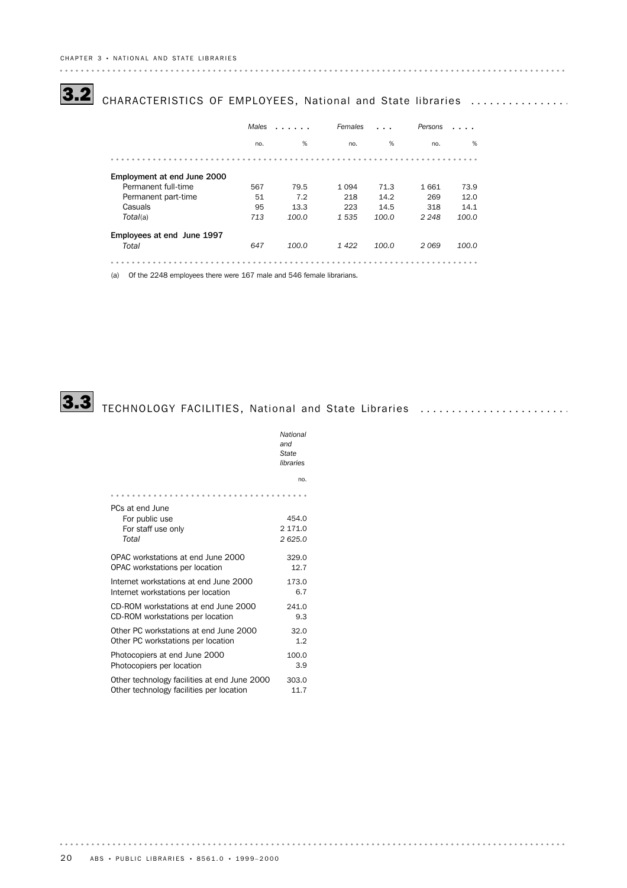## 3.2 CHARACTERISTICS OF EMPLOYEES, National and State libraries

| | Males | | Females | | Persons | |
|---|---|---|---|---|---|---|
| | no. | % | no. | % | no. | % |
| **Employment at end June 2000** | | | | | | |
| Permanent full-time | 567 | 79.5 | 1 094 | 71.3 | 1 661 | 73.9 |
| Permanent part-time | 51 | 7.2 | 218 | 14.2 | 269 | 12.0 |
| Casuals | 95 | 13.3 | 223 | 14.5 | 318 | 14.1 |
| *Total*(a) | *713* | *100.0* | *1 535* | *100.0* | *2 248* | *100.0* |
| **Employees at end June 1997** | | | | | | |
| *Total* | *647* | *100.0* | *1 422* | *100.0* | *2 069* | *100.0* |

(a) Of the 2248 employees there were 167 male and 546 female librarians.

## 3.3 TECHNOLOGY FACILITIES, National and State Libraries

| | *National and State libraries* |
|---|---|
| | no. |
| PCs at end June | |
| For public use | 454.0 |
| For staff use only | 2 171.0 |
| *Total* | *2 625.0* |
| OPAC workstations at end June 2000 | 329.0 |
| OPAC workstations per location | 12.7 |
| Internet workstations at end June 2000 | 173.0 |
| Internet workstations per location | 6.7 |
| CD-ROM workstations at end June 2000 | 241.0 |
| CD-ROM workstations per location | 9.3 |
| Other PC workstations at end June 2000 | 32.0 |
| Other PC workstations per location | 1.2 |
| Photocopiers at end June 2000 | 100.0 |
| Photocopiers per location | 3.9 |
| Other technology facilities at end June 2000 | 303.0 |
| Other technology facilities per location | 11.7 |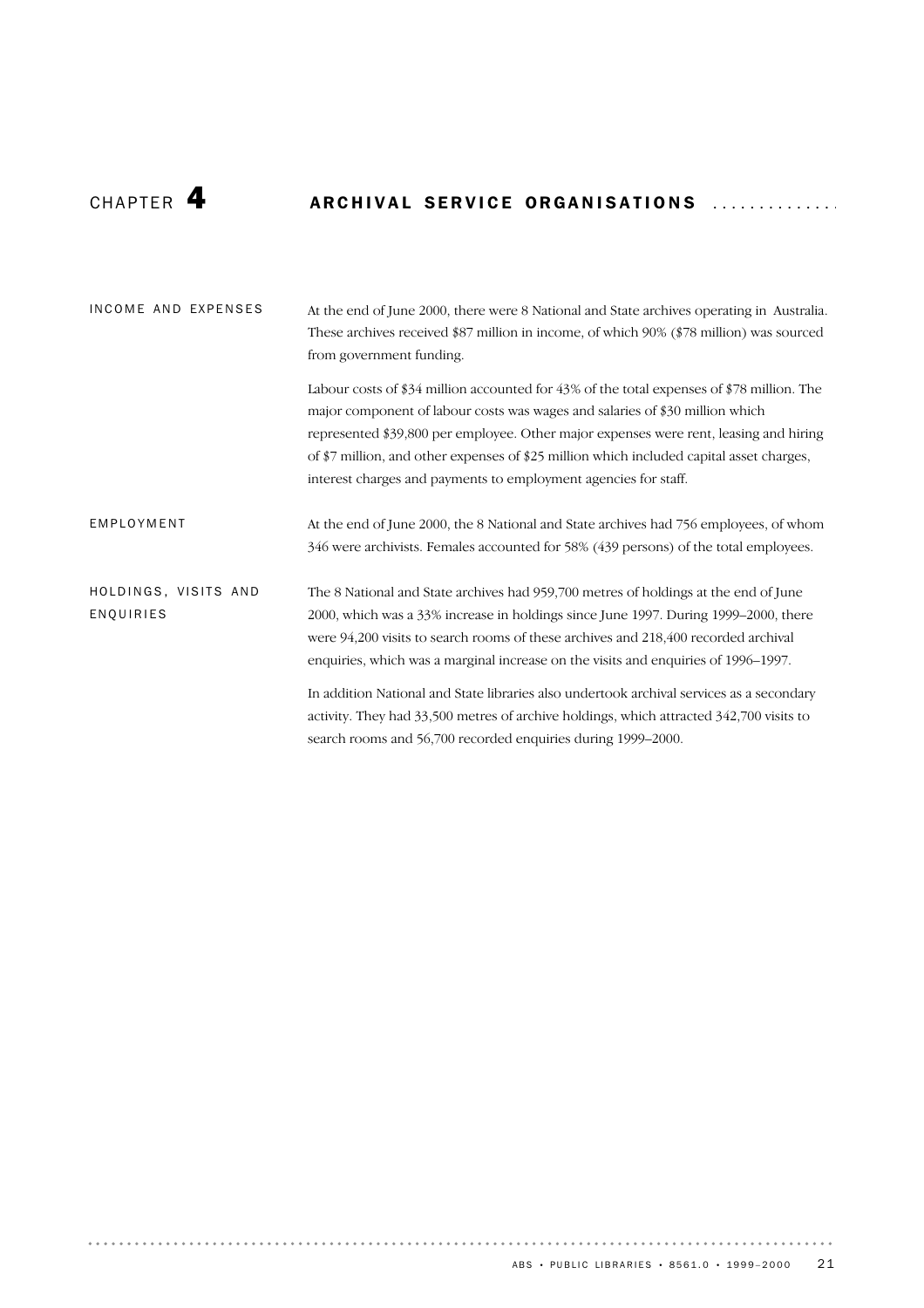# CHAPTER 4 ARCHIVAL SERVICE ORGANISATIONS

## INCOME AND EXPENSES

At the end of June 2000, there were 8 National and State archives operating in Australia. These archives received $87 million in income, of which 90% ($78 million) was sourced from government funding.

Labour costs of $34 million accounted for 43% of the total expenses of $78 million. The major component of labour costs was wages and salaries of $30 million which represented $39,800 per employee. Other major expenses were rent, leasing and hiring of $7 million, and other expenses of $25 million which included capital asset charges, interest charges and payments to employment agencies for staff.

## EMPLOYMENT

At the end of June 2000, the 8 National and State archives had 756 employees, of whom 346 were archivists. Females accounted for 58% (439 persons) of the total employees.

## HOLDINGS, VISITS AND ENQUIRIES

The 8 National and State archives had 959,700 metres of holdings at the end of June 2000, which was a 33% increase in holdings since June 1997. During 1999–2000, there were 94,200 visits to search rooms of these archives and 218,400 recorded archival enquiries, which was a marginal increase on the visits and enquiries of 1996–1997.

In addition National and State libraries also undertook archival services as a secondary activity. They had 33,500 metres of archive holdings, which attracted 342,700 visits to search rooms and 56,700 recorded enquiries during 1999–2000.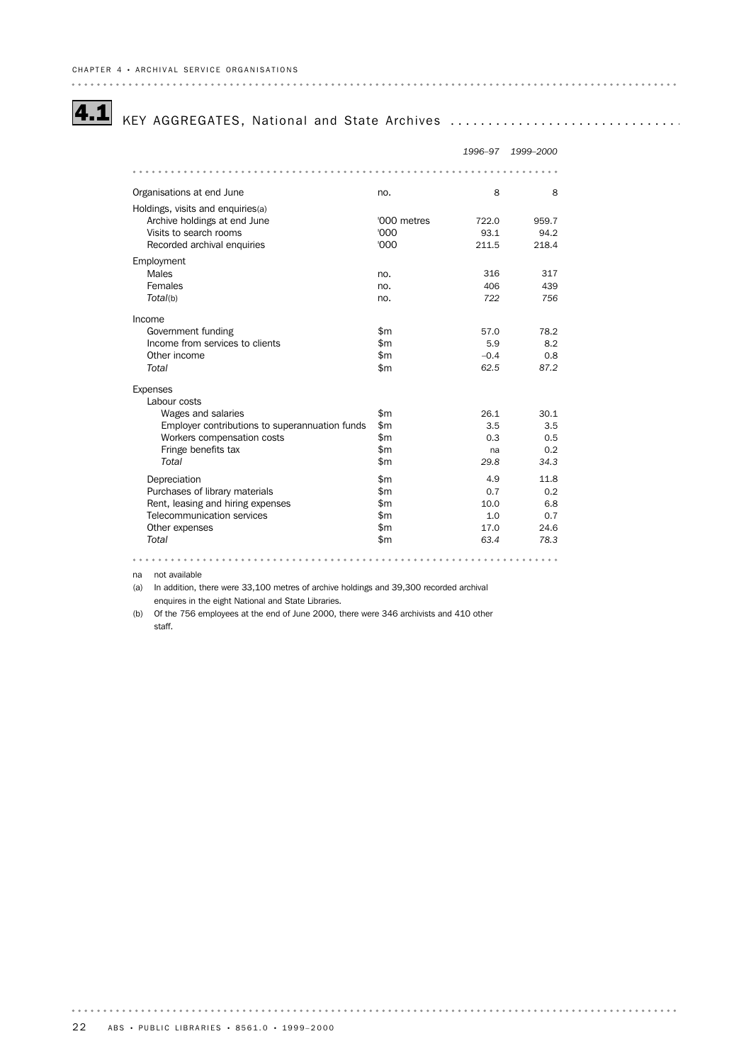## 4.1 KEY AGGREGATES, National and State Archives

| | | 1996–97 | 1999–2000 |
|---|---|---|---|
| Organisations at end June | no. | 8 | 8 |
| Holdings, visits and enquiries(a) | | | |
| Archive holdings at end June | '000 metres | 722.0 | 959.7 |
| Visits to search rooms | '000 | 93.1 | 94.2 |
| Recorded archival enquiries | '000 | 211.5 | 218.4 |
| Employment | | | |
| Males | no. | 316 | 317 |
| Females | no. | 406 | 439 |
| *Total*(b) | no. | *722* | *756* |
| Income | | | |
| Government funding | $m | 57.0 | 78.2 |
| Income from services to clients | $m | 5.9 | 8.2 |
| Other income | $m | –0.4 | 0.8 |
| *Total* | $m | *62.5* | *87.2* |
| Expenses | | | |
| Labour costs | | | |
| Wages and salaries | $m | 26.1 | 30.1 |
| Employer contributions to superannuation funds | $m | 3.5 | 3.5 |
| Workers compensation costs | $m | 0.3 | 0.5 |
| Fringe benefits tax | $m | na | 0.2 |
| *Total* | $m | *29.8* | *34.3* |
| Depreciation | $m | 4.9 | 11.8 |
| Purchases of library materials | $m | 0.7 | 0.2 |
| Rent, leasing and hiring expenses | $m | 10.0 | 6.8 |
| Telecommunication services | $m | 1.0 | 0.7 |
| Other expenses | $m | 17.0 | 24.6 |
| *Total* | $m | *63.4* | *78.3* |

na not available

(a) In addition, there were 33,100 metres of archive holdings and 39,300 recorded archival enquires in the eight National and State Libraries.

(b) Of the 756 employees at the end of June 2000, there were 346 archivists and 410 other staff.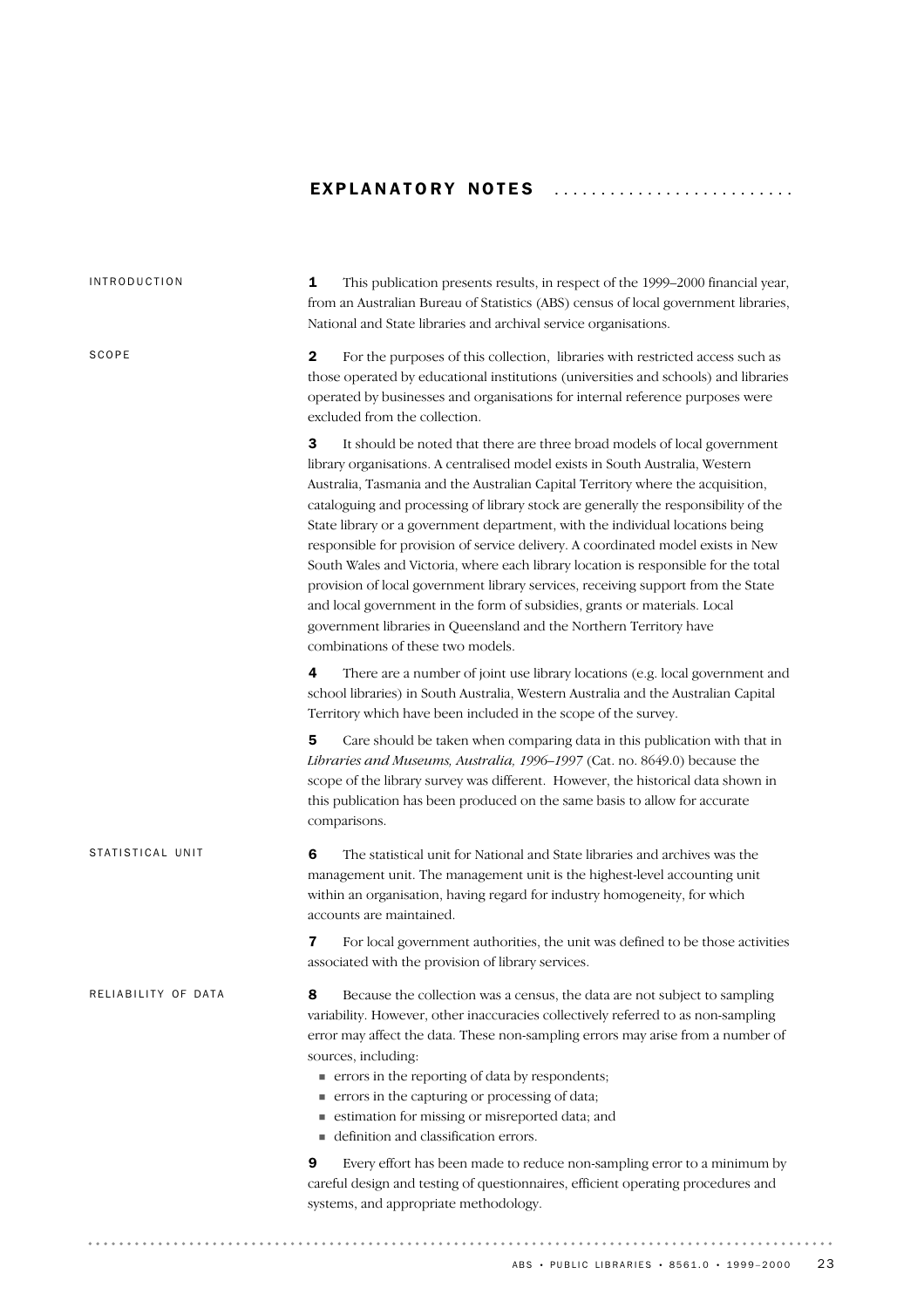# EXPLANATORY NOTES

## INTRODUCTION

**1** This publication presents results, in respect of the 1999–2000 financial year, from an Australian Bureau of Statistics (ABS) census of local government libraries, National and State libraries and archival service organisations.

## SCOPE

**2** For the purposes of this collection, libraries with restricted access such as those operated by educational institutions (universities and schools) and libraries operated by businesses and organisations for internal reference purposes were excluded from the collection.

**3** It should be noted that there are three broad models of local government library organisations. A centralised model exists in South Australia, Western Australia, Tasmania and the Australian Capital Territory where the acquisition, cataloguing and processing of library stock are generally the responsibility of the State library or a government department, with the individual locations being responsible for provision of service delivery. A coordinated model exists in New South Wales and Victoria, where each library location is responsible for the total provision of local government library services, receiving support from the State and local government in the form of subsidies, grants or materials. Local government libraries in Queensland and the Northern Territory have combinations of these two models.

**4** There are a number of joint use library locations (e.g. local government and school libraries) in South Australia, Western Australia and the Australian Capital Territory which have been included in the scope of the survey.

**5** Care should be taken when comparing data in this publication with that in *Libraries and Museums, Australia, 1996–1997* (Cat. no. 8649.0) because the scope of the library survey was different. However, the historical data shown in this publication has been produced on the same basis to allow for accurate comparisons.

## STATISTICAL UNIT

**6** The statistical unit for National and State libraries and archives was the management unit. The management unit is the highest-level accounting unit within an organisation, having regard for industry homogeneity, for which accounts are maintained.

**7** For local government authorities, the unit was defined to be those activities associated with the provision of library services.

## RELIABILITY OF DATA

**8** Because the collection was a census, the data are not subject to sampling variability. However, other inaccuracies collectively referred to as non-sampling error may affect the data. These non-sampling errors may arise from a number of sources, including:

- errors in the reporting of data by respondents;
- errors in the capturing or processing of data;
- estimation for missing or misreported data; and
- definition and classification errors.

**9** Every effort has been made to reduce non-sampling error to a minimum by careful design and testing of questionnaires, efficient operating procedures and systems, and appropriate methodology.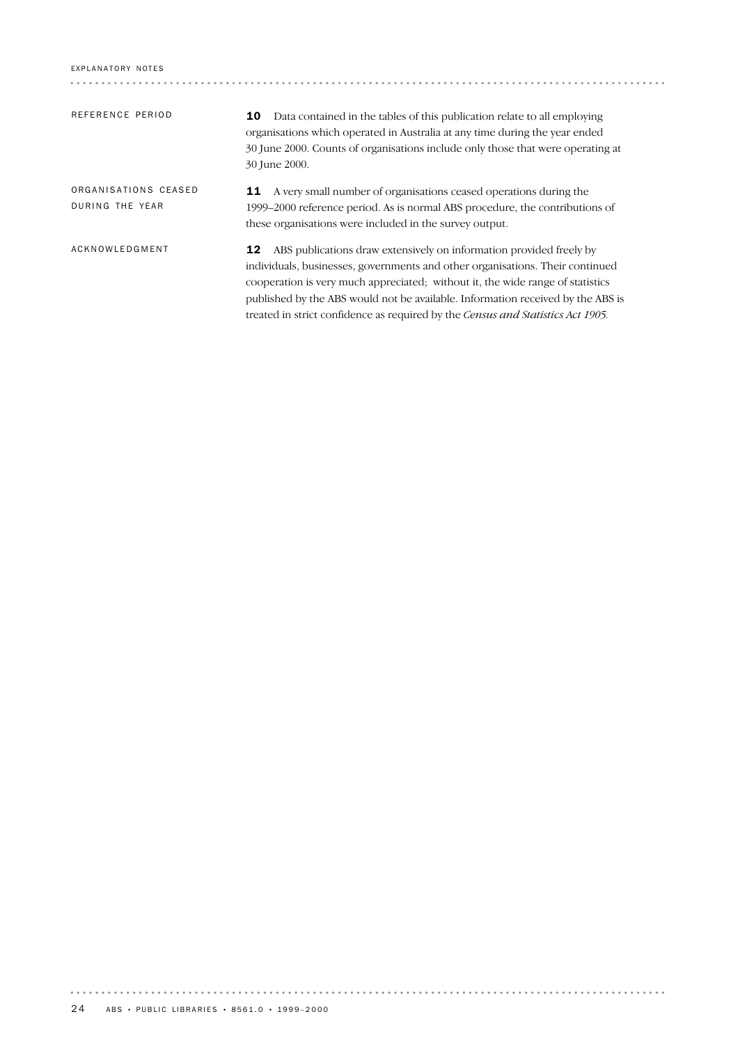## REFERENCE PERIOD

**10** Data contained in the tables of this publication relate to all employing organisations which operated in Australia at any time during the year ended 30 June 2000. Counts of organisations include only those that were operating at 30 June 2000.

## ORGANISATIONS CEASED DURING THE YEAR

**11** A very small number of organisations ceased operations during the 1999–2000 reference period. As is normal ABS procedure, the contributions of these organisations were included in the survey output.

## ACKNOWLEDGMENT

**12** ABS publications draw extensively on information provided freely by individuals, businesses, governments and other organisations. Their continued cooperation is very much appreciated; without it, the wide range of statistics published by the ABS would not be available. Information received by the ABS is treated in strict confidence as required by the *Census and Statistics Act 1905*.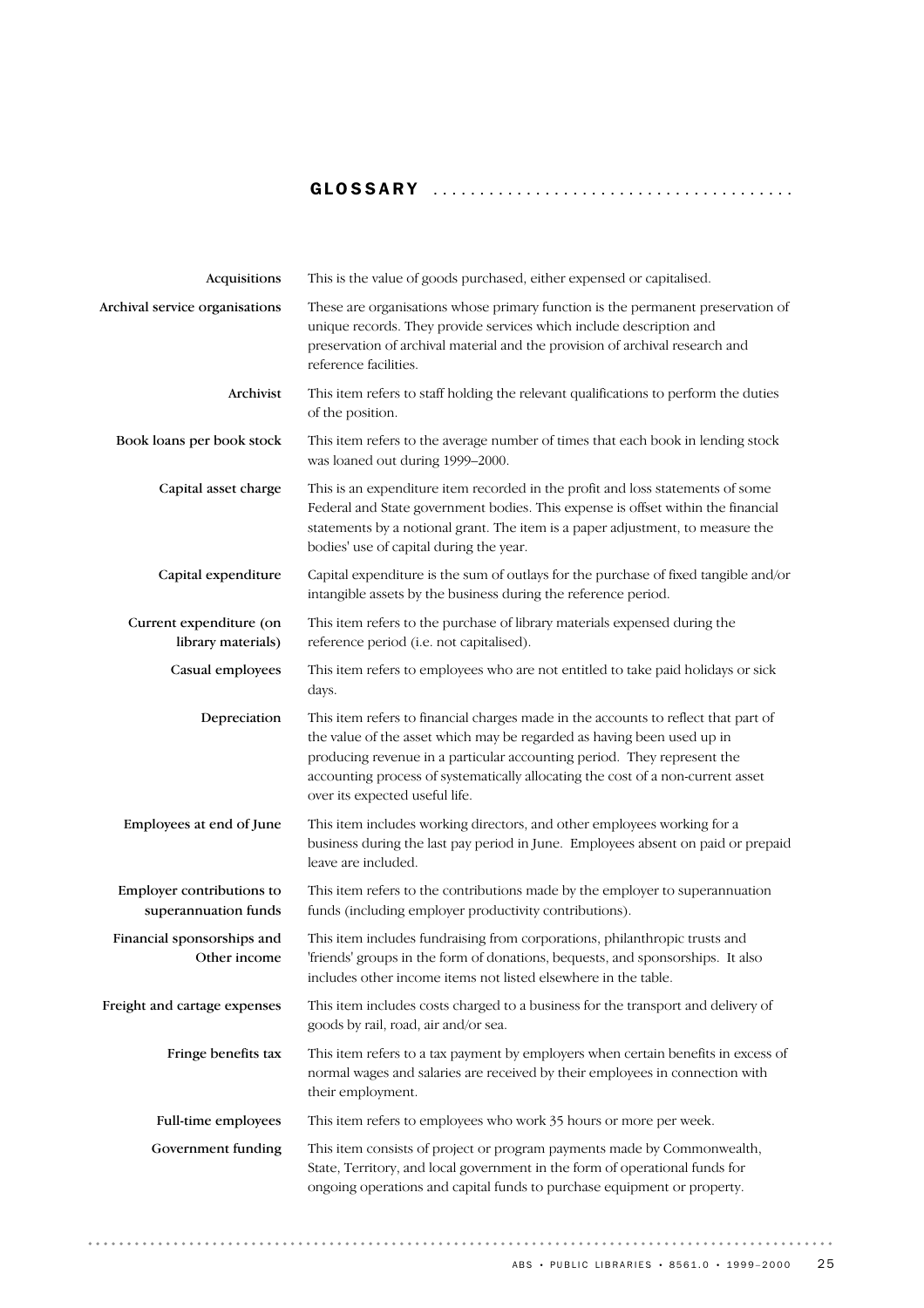## GLOSSARY

**Acquisitions**
This is the value of goods purchased, either expensed or capitalised.

**Archival service organisations**
These are organisations whose primary function is the permanent preservation of unique records. They provide services which include description and preservation of archival material and the provision of archival research and reference facilities.

**Archivist**
This item refers to staff holding the relevant qualifications to perform the duties of the position.

**Book loans per book stock**
This item refers to the average number of times that each book in lending stock was loaned out during 1999–2000.

**Capital asset charge**
This is an expenditure item recorded in the profit and loss statements of some Federal and State government bodies. This expense is offset within the financial statements by a notional grant. The item is a paper adjustment, to measure the bodies' use of capital during the year.

**Capital expenditure**
Capital expenditure is the sum of outlays for the purchase of fixed tangible and/or intangible assets by the business during the reference period.

**Current expenditure (on library materials)**
This item refers to the purchase of library materials expensed during the reference period (i.e. not capitalised).

**Casual employees**
This item refers to employees who are not entitled to take paid holidays or sick days.

**Depreciation**
This item refers to financial charges made in the accounts to reflect that part of the value of the asset which may be regarded as having been used up in producing revenue in a particular accounting period. They represent the accounting process of systematically allocating the cost of a non-current asset over its expected useful life.

**Employees at end of June**
This item includes working directors, and other employees working for a business during the last pay period in June. Employees absent on paid or prepaid leave are included.

**Employer contributions to superannuation funds**
This item refers to the contributions made by the employer to superannuation funds (including employer productivity contributions).

**Financial sponsorships and Other income**
This item includes fundraising from corporations, philanthropic trusts and 'friends' groups in the form of donations, bequests, and sponsorships. It also includes other income items not listed elsewhere in the table.

**Freight and cartage expenses**
This item includes costs charged to a business for the transport and delivery of goods by rail, road, air and/or sea.

**Fringe benefits tax**
This item refers to a tax payment by employers when certain benefits in excess of normal wages and salaries are received by their employees in connection with their employment.

**Full-time employees**
This item refers to employees who work 35 hours or more per week.

**Government funding**
This item consists of project or program payments made by Commonwealth, State, Territory, and local government in the form of operational funds for ongoing operations and capital funds to purchase equipment or property.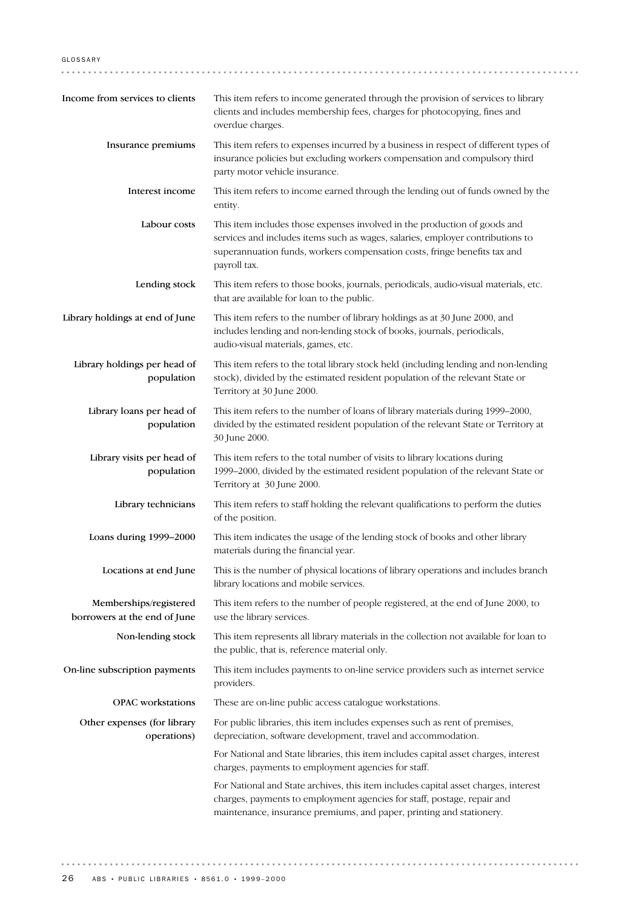**Income from services to clients** This item refers to income generated through the provision of services to library clients and includes membership fees, charges for photocopying, fines and overdue charges.

**Insurance premiums** This item refers to expenses incurred by a business in respect of different types of insurance policies but excluding workers compensation and compulsory third party motor vehicle insurance.

**Interest income** This item refers to income earned through the lending out of funds owned by the entity.

**Labour costs** This item includes those expenses involved in the production of goods and services and includes items such as wages, salaries, employer contributions to superannuation funds, workers compensation costs, fringe benefits tax and payroll tax.

**Lending stock** This item refers to those books, journals, periodicals, audio-visual materials, etc. that are available for loan to the public.

**Library holdings at end of June** This item refers to the number of library holdings as at 30 June 2000, and includes lending and non-lending stock of books, journals, periodicals, audio-visual materials, games, etc.

**Library holdings per head of population** This item refers to the total library stock held (including lending and non-lending stock), divided by the estimated resident population of the relevant State or Territory at 30 June 2000.

**Library loans per head of population** This item refers to the number of loans of library materials during 1999–2000, divided by the estimated resident population of the relevant State or Territory at 30 June 2000.

**Library visits per head of population** This item refers to the total number of visits to library locations during 1999–2000, divided by the estimated resident population of the relevant State or Territory at 30 June 2000.

**Library technicians** This item refers to staff holding the relevant qualifications to perform the duties of the position.

**Loans during 1999–2000** This item indicates the usage of the lending stock of books and other library materials during the financial year.

**Locations at end June** This is the number of physical locations of library operations and includes branch library locations and mobile services.

**Memberships/registered borrowers at the end of June** This item refers to the number of people registered, at the end of June 2000, to use the library services.

**Non-lending stock** This item represents all library materials in the collection not available for loan to the public, that is, reference material only.

**On-line subscription payments** This item includes payments to on-line service providers such as internet service providers.

**OPAC workstations** These are on-line public access catalogue workstations.

**Other expenses (for library operations)** For public libraries, this item includes expenses such as rent of premises, depreciation, software development, travel and accommodation.

For National and State libraries, this item includes capital asset charges, interest charges, payments to employment agencies for staff.

For National and State archives, this item includes capital asset charges, interest charges, payments to employment agencies for staff, postage, repair and maintenance, insurance premiums, and paper, printing and stationery.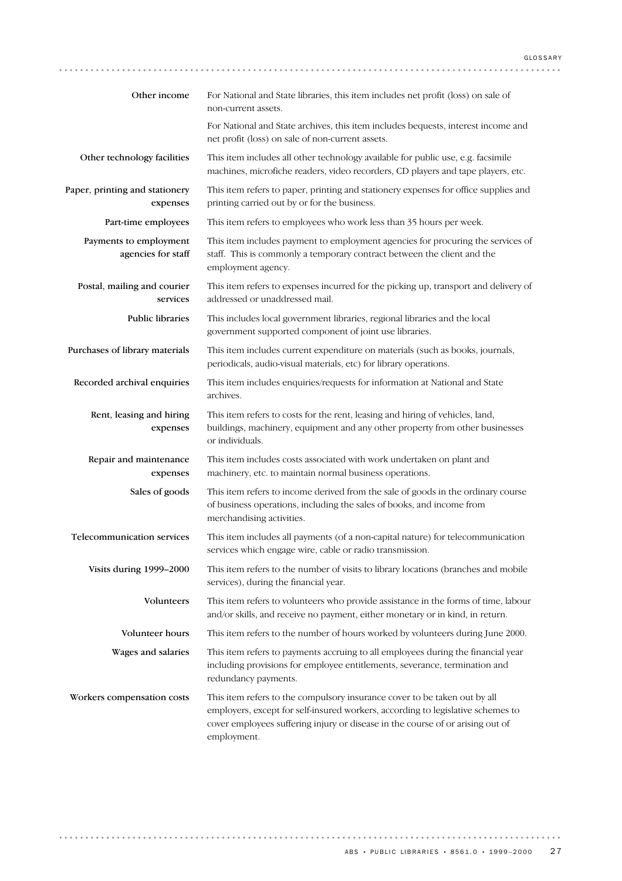| Term | Definition |
|---|---|
| Other income | For National and State libraries, this item includes net profit (loss) on sale of non-current assets.<br><br>For National and State archives, this item includes bequests, interest income and net profit (loss) on sale of non-current assets. |
| Other technology facilities | This item includes all other technology available for public use, e.g. facsimile machines, microfiche readers, video recorders, CD players and tape players, etc. |
| Paper, printing and stationery expenses | This item refers to paper, printing and stationery expenses for office supplies and printing carried out by or for the business. |
| Part-time employees | This item refers to employees who work less than 35 hours per week. |
| Payments to employment agencies for staff | This item includes payment to employment agencies for procuring the services of staff. This is commonly a temporary contract between the client and the employment agency. |
| Postal, mailing and courier services | This item refers to expenses incurred for the picking up, transport and delivery of addressed or unaddressed mail. |
| Public libraries | This includes local government libraries, regional libraries and the local government supported component of joint use libraries. |
| Purchases of library materials | This item includes current expenditure on materials (such as books, journals, periodicals, audio-visual materials, etc) for library operations. |
| Recorded archival enquiries | This item includes enquiries/requests for information at National and State archives. |
| Rent, leasing and hiring expenses | This item refers to costs for the rent, leasing and hiring of vehicles, land, buildings, machinery, equipment and any other property from other businesses or individuals. |
| Repair and maintenance expenses | This item includes costs associated with work undertaken on plant and machinery, etc. to maintain normal business operations. |
| Sales of goods | This item refers to income derived from the sale of goods in the ordinary course of business operations, including the sales of books, and income from merchandising activities. |
| Telecommunication services | This item includes all payments (of a non-capital nature) for telecommunication services which engage wire, cable or radio transmission. |
| Visits during 1999–2000 | This item refers to the number of visits to library locations (branches and mobile services), during the financial year. |
| Volunteers | This item refers to volunteers who provide assistance in the forms of time, labour and/or skills, and receive no payment, either monetary or in kind, in return. |
| Volunteer hours | This item refers to the number of hours worked by volunteers during June 2000. |
| Wages and salaries | This item refers to payments accruing to all employees during the financial year including provisions for employee entitlements, severance, termination and redundancy payments. |
| Workers compensation costs | This item refers to the compulsory insurance cover to be taken out by all employers, except for self-insured workers, according to legislative schemes to cover employees suffering injury or disease in the course of or arising out of employment. |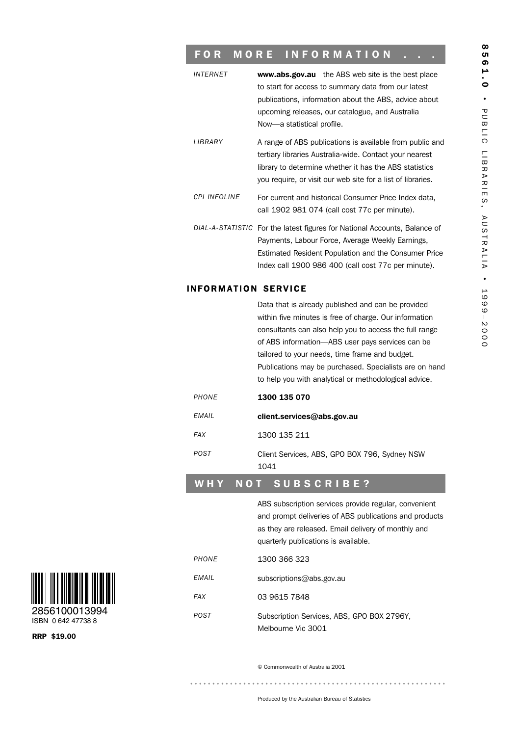## FOR MORE INFORMATION . . .

*INTERNET* **www.abs.gov.au** the ABS web site is the best place to start for access to summary data from our latest publications, information about the ABS, advice about upcoming releases, our catalogue, and Australia Now—a statistical profile.

*LIBRARY* A range of ABS publications is available from public and tertiary libraries Australia-wide. Contact your nearest library to determine whether it has the ABS statistics you require, or visit our web site for a list of libraries.

*CPI INFOLINE* For current and historical Consumer Price Index data, call 1902 981 074 (call cost 77c per minute).

*DIAL-A-STATISTIC* For the latest figures for National Accounts, Balance of Payments, Labour Force, Average Weekly Earnings, Estimated Resident Population and the Consumer Price Index call 1900 986 400 (call cost 77c per minute).

### INFORMATION SERVICE

Data that is already published and can be provided within five minutes is free of charge. Our information consultants can also help you to access the full range of ABS information—ABS user pays services can be tailored to your needs, time frame and budget. Publications may be purchased. Specialists are on hand to help you with analytical or methodological advice.

*PHONE* **1300 135 070**

*EMAIL* **client.services@abs.gov.au**

*FAX* 1300 135 211

*POST* Client Services, ABS, GPO BOX 796, Sydney NSW 1041

## WHY NOT SUBSCRIBE?

ABS subscription services provide regular, convenient and prompt deliveries of ABS publications and products as they are released. Email delivery of monthly and quarterly publications is available.

*PHONE* 1300 366 323

*EMAIL* subscriptions@abs.gov.au

*FAX* 03 9615 7848

*POST* Subscription Services, ABS, GPO BOX 2796Y, Melbourne Vic 3001

2856100013994
ISBN 0 642 47738 8

**RRP $19.00**

© Commonwealth of Australia 2001

Produced by the Australian Bureau of Statistics